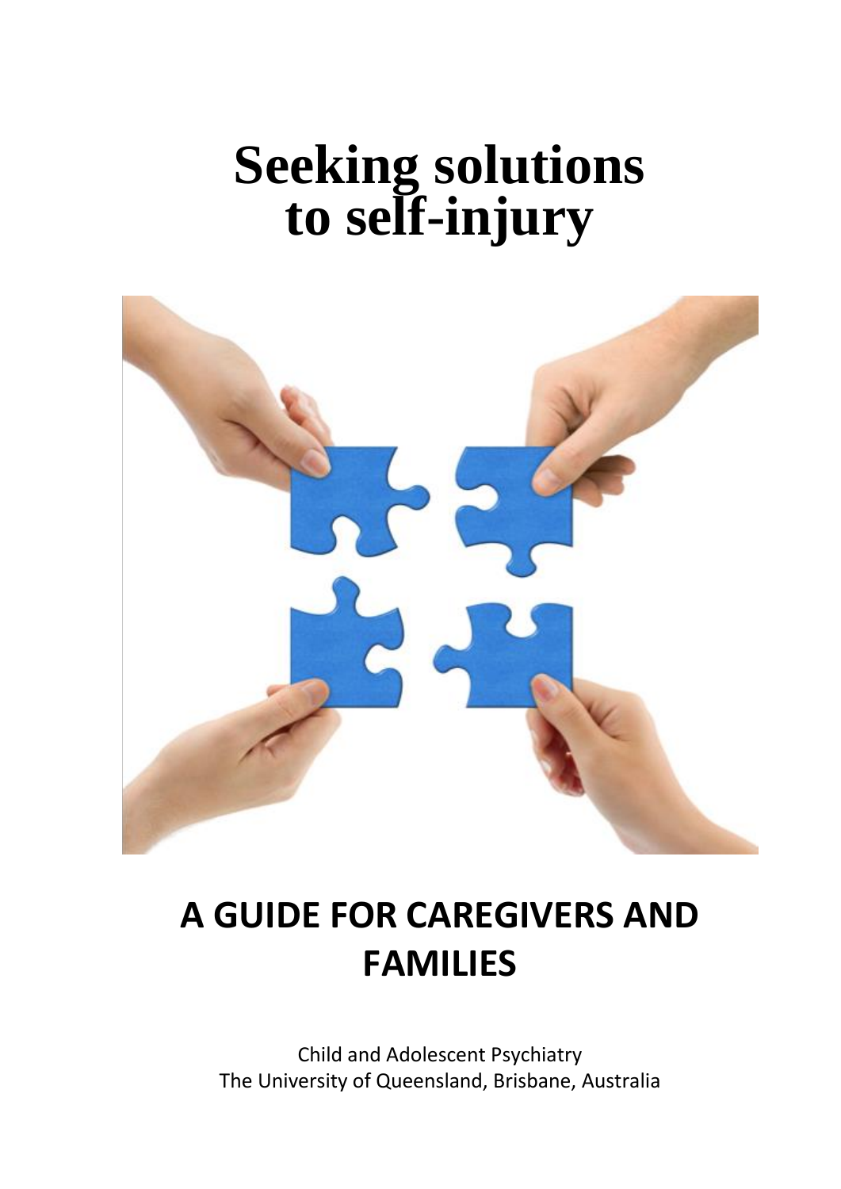# Seeking solutions to self-injury

## A GUIDE FOR CAREGIVERS AND FAMILIES

Child and Adolescent Psychiatry
The University of Queensland, Brisbane, Australia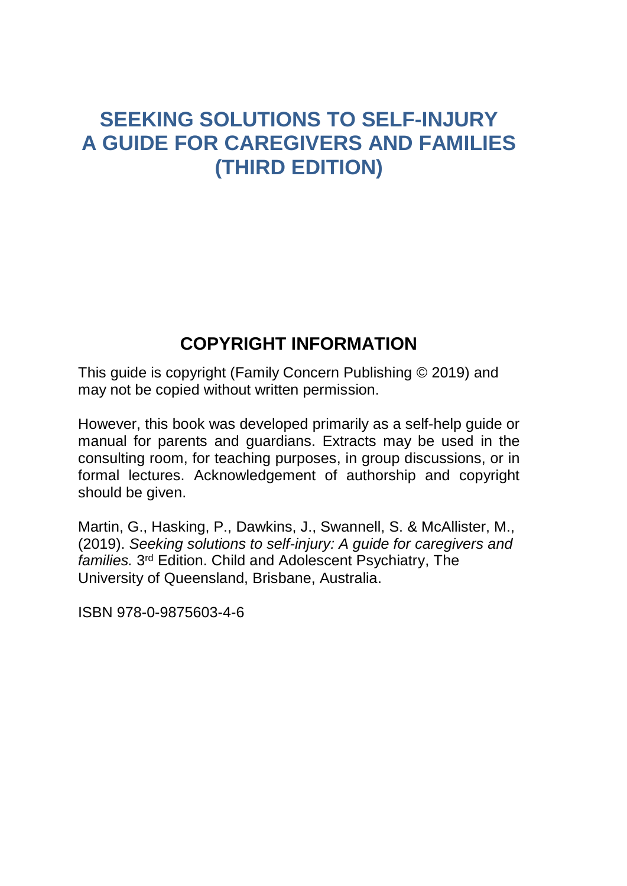# SEEKING SOLUTIONS TO SELF-INJURY
# A GUIDE FOR CAREGIVERS AND FAMILIES
# (THIRD EDITION)

## COPYRIGHT INFORMATION

This guide is copyright (Family Concern Publishing © 2019) and may not be copied without written permission.

However, this book was developed primarily as a self-help guide or manual for parents and guardians. Extracts may be used in the consulting room, for teaching purposes, in group discussions, or in formal lectures. Acknowledgement of authorship and copyright should be given.

Martin, G., Hasking, P., Dawkins, J., Swannell, S. & McAllister, M., (2019). *Seeking solutions to self-injury: A guide for caregivers and families.* 3rd Edition. Child and Adolescent Psychiatry, The University of Queensland, Brisbane, Australia.

ISBN 978-0-9875603-4-6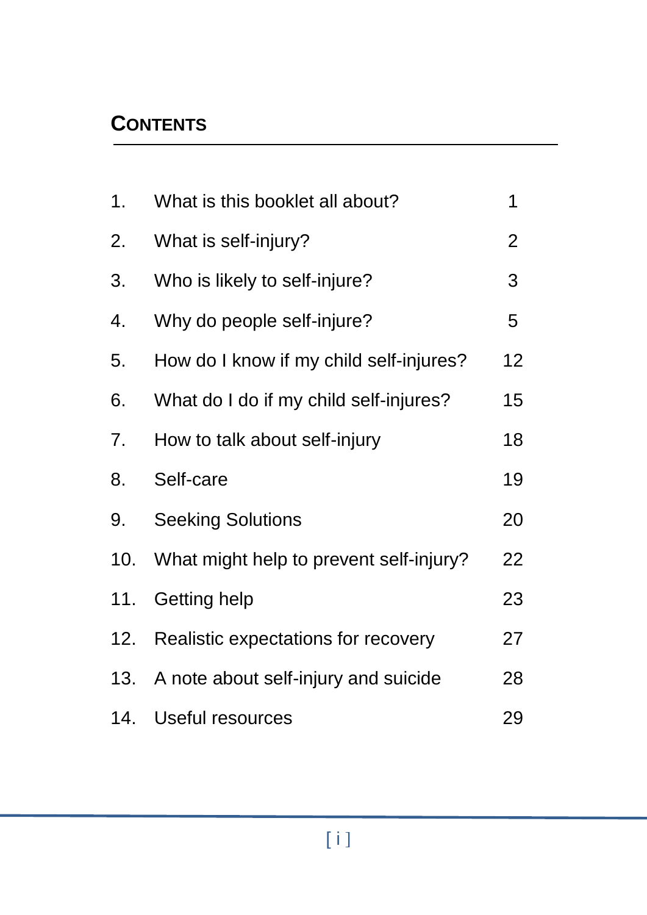## CONTENTS

| | | |
|---|---|---|
| 1. | What is this booklet all about? | 1 |
| 2. | What is self-injury? | 2 |
| 3. | Who is likely to self-injure? | 3 |
| 4. | Why do people self-injure? | 5 |
| 5. | How do I know if my child self-injures? | 12 |
| 6. | What do I do if my child self-injures? | 15 |
| 7. | How to talk about self-injury | 18 |
| 8. | Self-care | 19 |
| 9. | Seeking Solutions | 20 |
| 10. | What might help to prevent self-injury? | 22 |
| 11. | Getting help | 23 |
| 12. | Realistic expectations for recovery | 27 |
| 13. | A note about self-injury and suicide | 28 |
| 14. | Useful resources | 29 |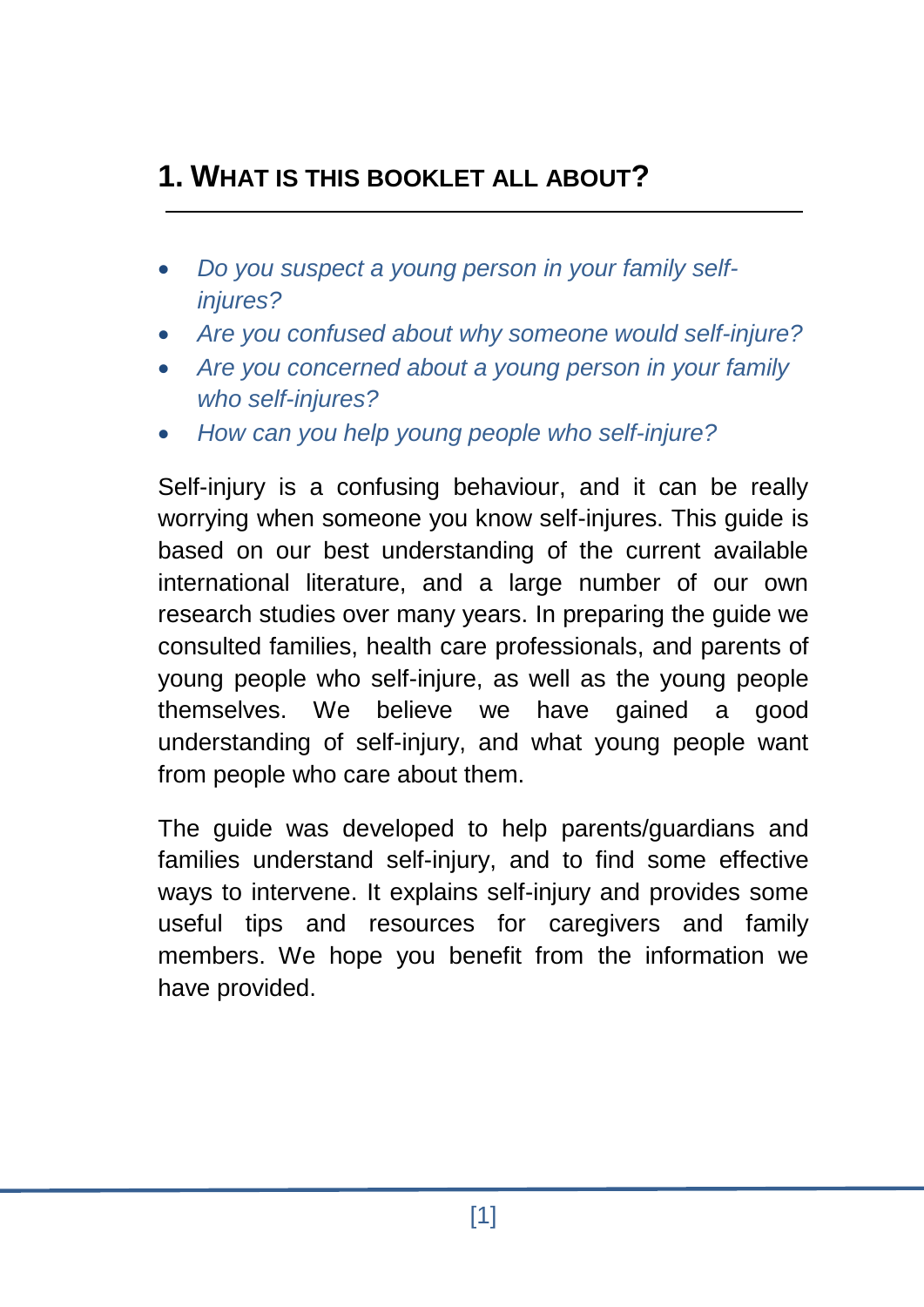## 1. What is this booklet all about?

- *Do you suspect a young person in your family self-injures?*
- *Are you confused about why someone would self-injure?*
- *Are you concerned about a young person in your family who self-injures?*
- *How can you help young people who self-injure?*

Self-injury is a confusing behaviour, and it can be really worrying when someone you know self-injures. This guide is based on our best understanding of the current available international literature, and a large number of our own research studies over many years. In preparing the guide we consulted families, health care professionals, and parents of young people who self-injure, as well as the young people themselves. We believe we have gained a good understanding of self-injury, and what young people want from people who care about them.

The guide was developed to help parents/guardians and families understand self-injury, and to find some effective ways to intervene. It explains self-injury and provides some useful tips and resources for caregivers and family members. We hope you benefit from the information we have provided.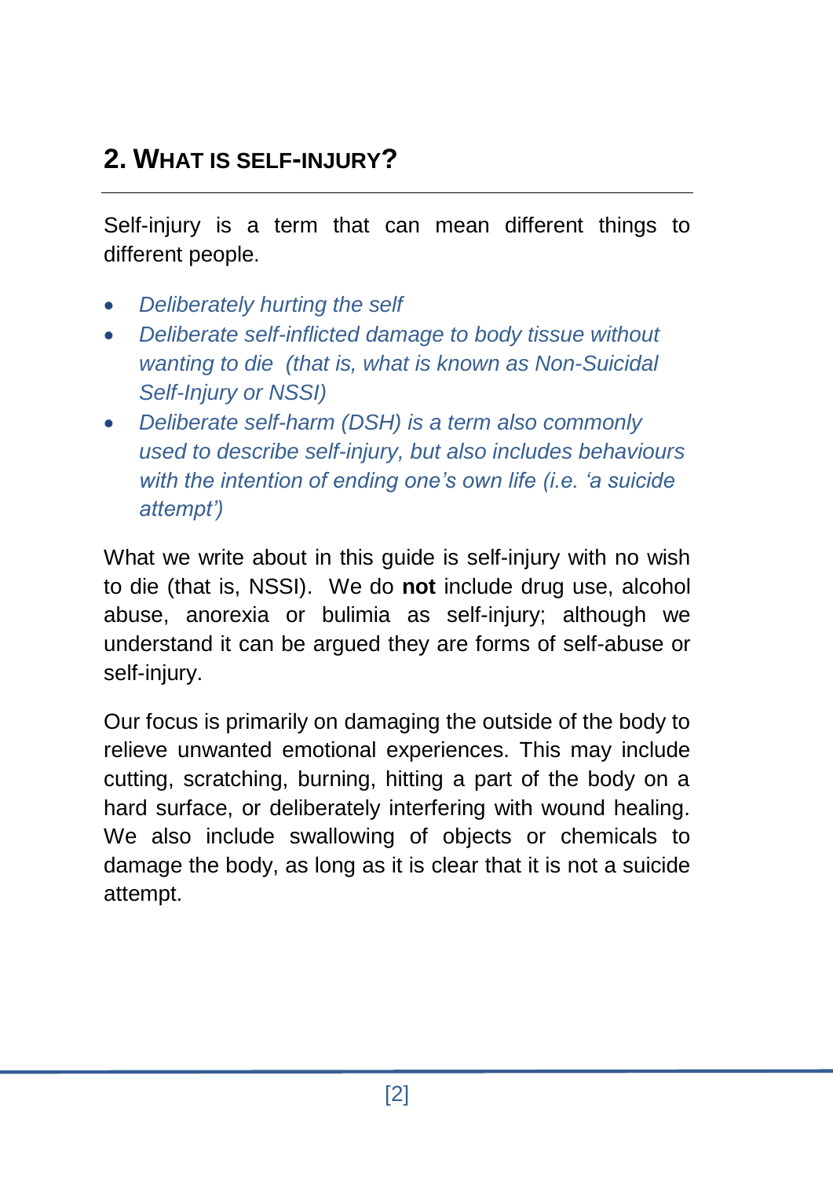## 2. What is self-injury?

Self-injury is a term that can mean different things to different people.

- *Deliberately hurting the self*
- *Deliberate self-inflicted damage to body tissue without wanting to die (that is, what is known as Non-Suicidal Self-Injury or NSSI)*
- *Deliberate self-harm (DSH) is a term also commonly used to describe self-injury, but also includes behaviours with the intention of ending one's own life (i.e. 'a suicide attempt')*

What we write about in this guide is self-injury with no wish to die (that is, NSSI). We do **not** include drug use, alcohol abuse, anorexia or bulimia as self-injury; although we understand it can be argued they are forms of self-abuse or self-injury.

Our focus is primarily on damaging the outside of the body to relieve unwanted emotional experiences. This may include cutting, scratching, burning, hitting a part of the body on a hard surface, or deliberately interfering with wound healing. We also include swallowing of objects or chemicals to damage the body, as long as it is clear that it is not a suicide attempt.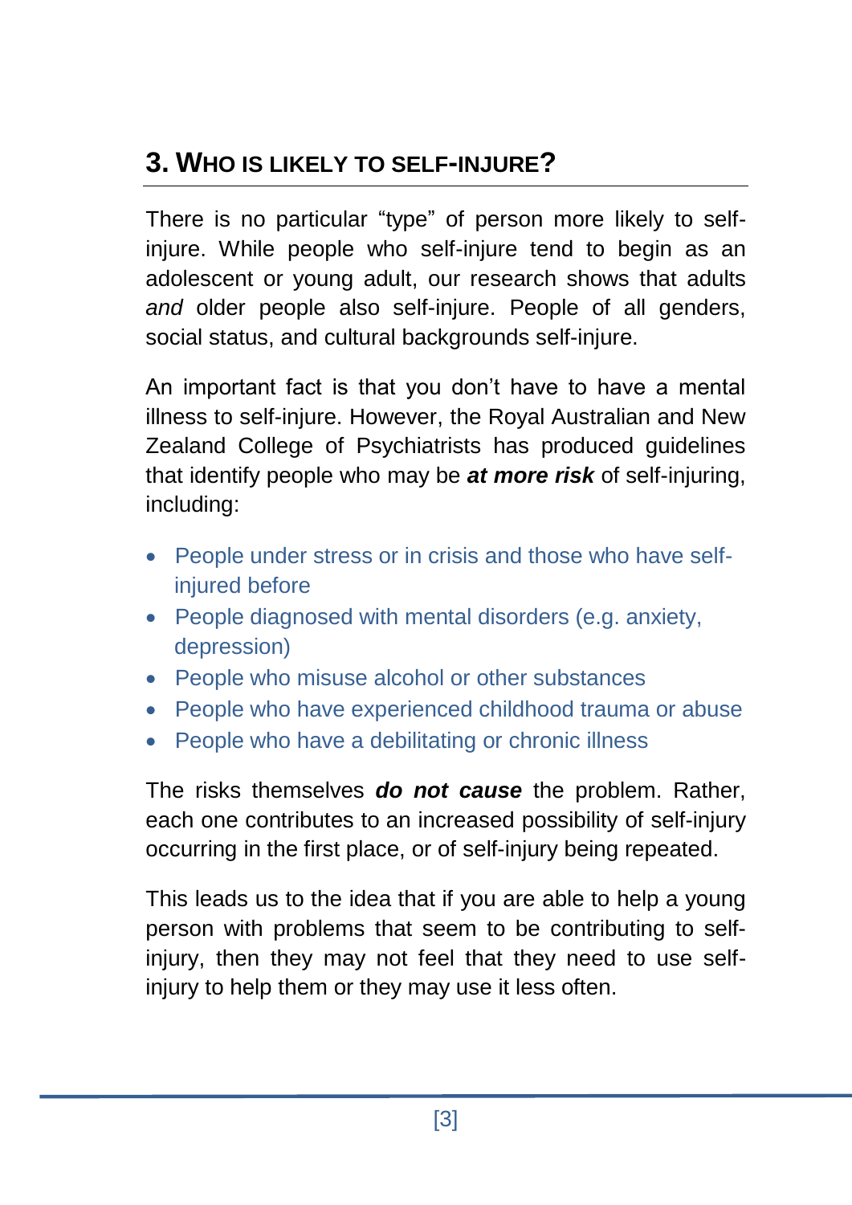## 3. Who is likely to self-injure?

There is no particular "type" of person more likely to self-injure. While people who self-injure tend to begin as an adolescent or young adult, our research shows that adults *and* older people also self-injure. People of all genders, social status, and cultural backgrounds self-injure.

An important fact is that you don't have to have a mental illness to self-injure. However, the Royal Australian and New Zealand College of Psychiatrists has produced guidelines that identify people who may be ***at more risk*** of self-injuring, including:

- People under stress or in crisis and those who have self-injured before
- People diagnosed with mental disorders (e.g. anxiety, depression)
- People who misuse alcohol or other substances
- People who have experienced childhood trauma or abuse
- People who have a debilitating or chronic illness

The risks themselves ***do not cause*** the problem. Rather, each one contributes to an increased possibility of self-injury occurring in the first place, or of self-injury being repeated.

This leads us to the idea that if you are able to help a young person with problems that seem to be contributing to self-injury, then they may not feel that they need to use self-injury to help them or they may use it less often.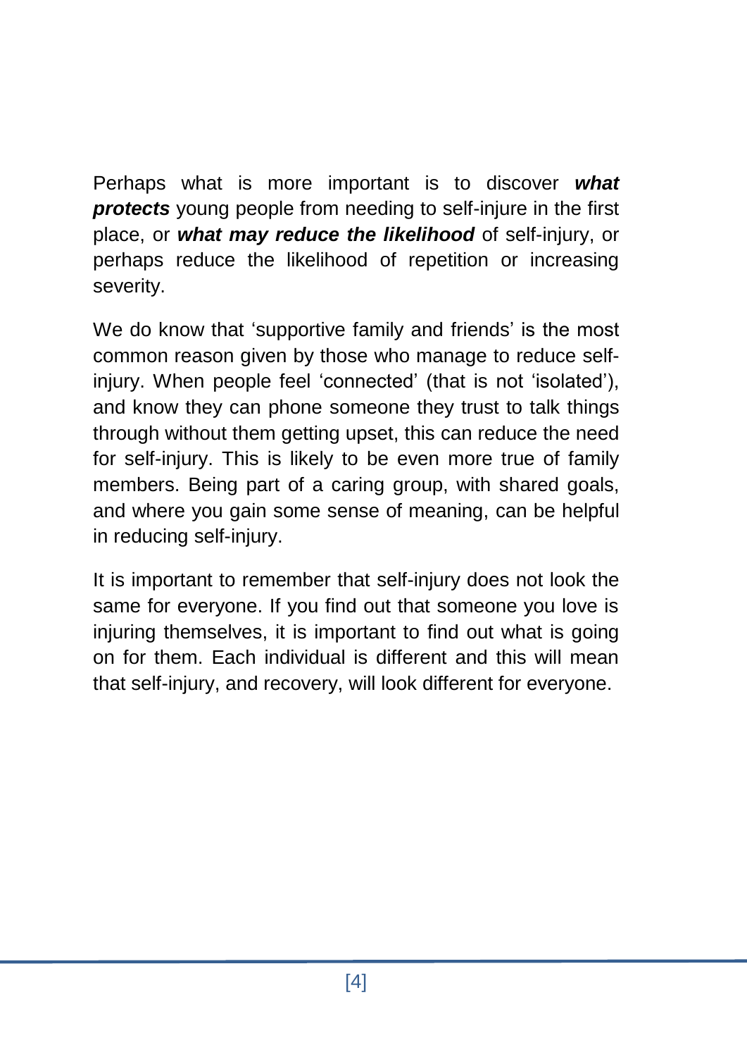Perhaps what is more important is to discover ***what protects*** young people from needing to self-injure in the first place, or ***what may reduce the likelihood*** of self-injury, or perhaps reduce the likelihood of repetition or increasing severity.

We do know that 'supportive family and friends' is the most common reason given by those who manage to reduce self-injury. When people feel 'connected' (that is not 'isolated'), and know they can phone someone they trust to talk things through without them getting upset, this can reduce the need for self-injury. This is likely to be even more true of family members. Being part of a caring group, with shared goals, and where you gain some sense of meaning, can be helpful in reducing self-injury.

It is important to remember that self-injury does not look the same for everyone. If you find out that someone you love is injuring themselves, it is important to find out what is going on for them. Each individual is different and this will mean that self-injury, and recovery, will look different for everyone.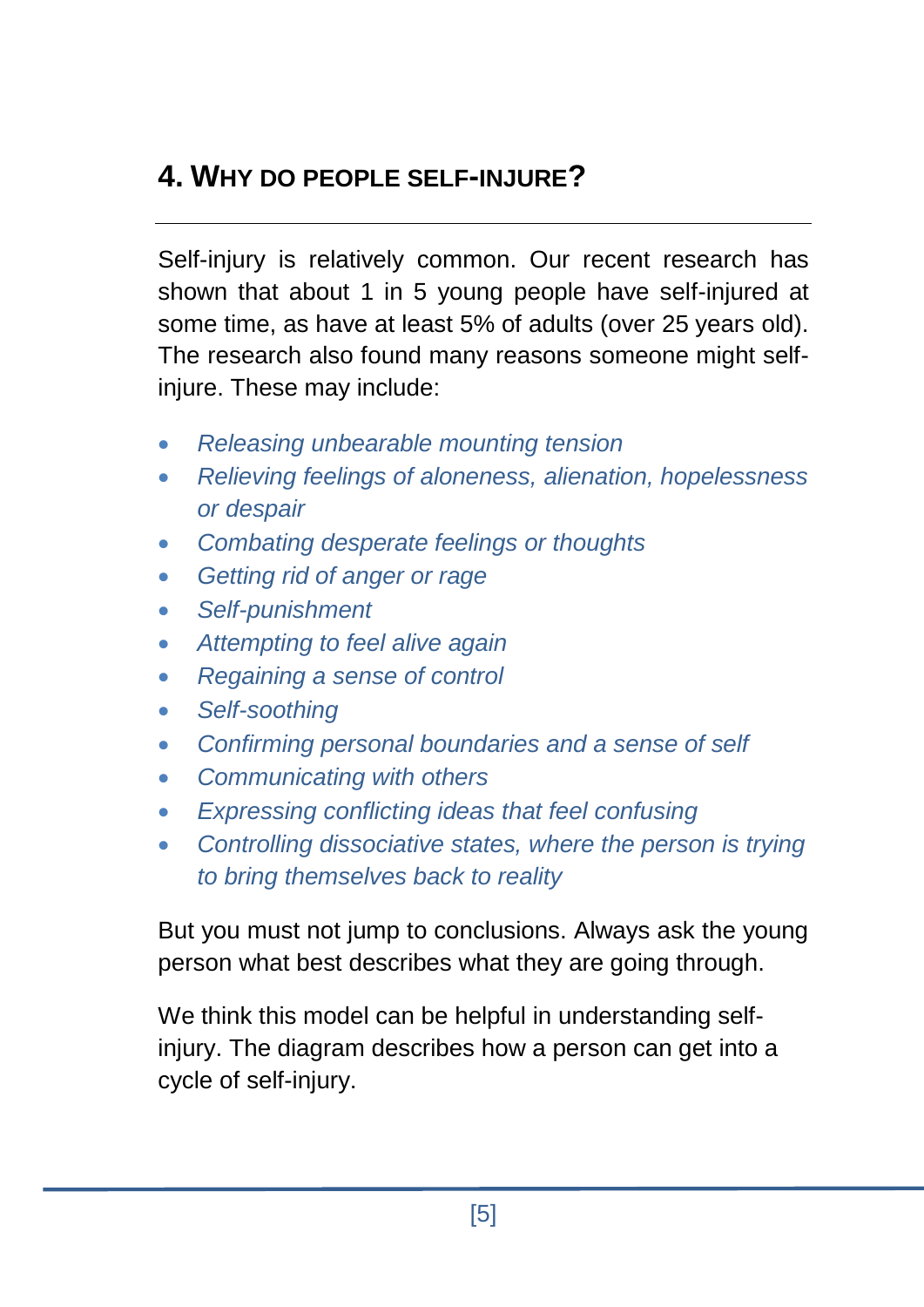## 4. Why do people self-injure?

Self-injury is relatively common. Our recent research has shown that about 1 in 5 young people have self-injured at some time, as have at least 5% of adults (over 25 years old). The research also found many reasons someone might self-injure. These may include:

- *Releasing unbearable mounting tension*
- *Relieving feelings of aloneness, alienation, hopelessness or despair*
- *Combating desperate feelings or thoughts*
- *Getting rid of anger or rage*
- *Self-punishment*
- *Attempting to feel alive again*
- *Regaining a sense of control*
- *Self-soothing*
- *Confirming personal boundaries and a sense of self*
- *Communicating with others*
- *Expressing conflicting ideas that feel confusing*
- *Controlling dissociative states, where the person is trying to bring themselves back to reality*

But you must not jump to conclusions. Always ask the young person what best describes what they are going through.

We think this model can be helpful in understanding self-injury. The diagram describes how a person can get into a cycle of self-injury.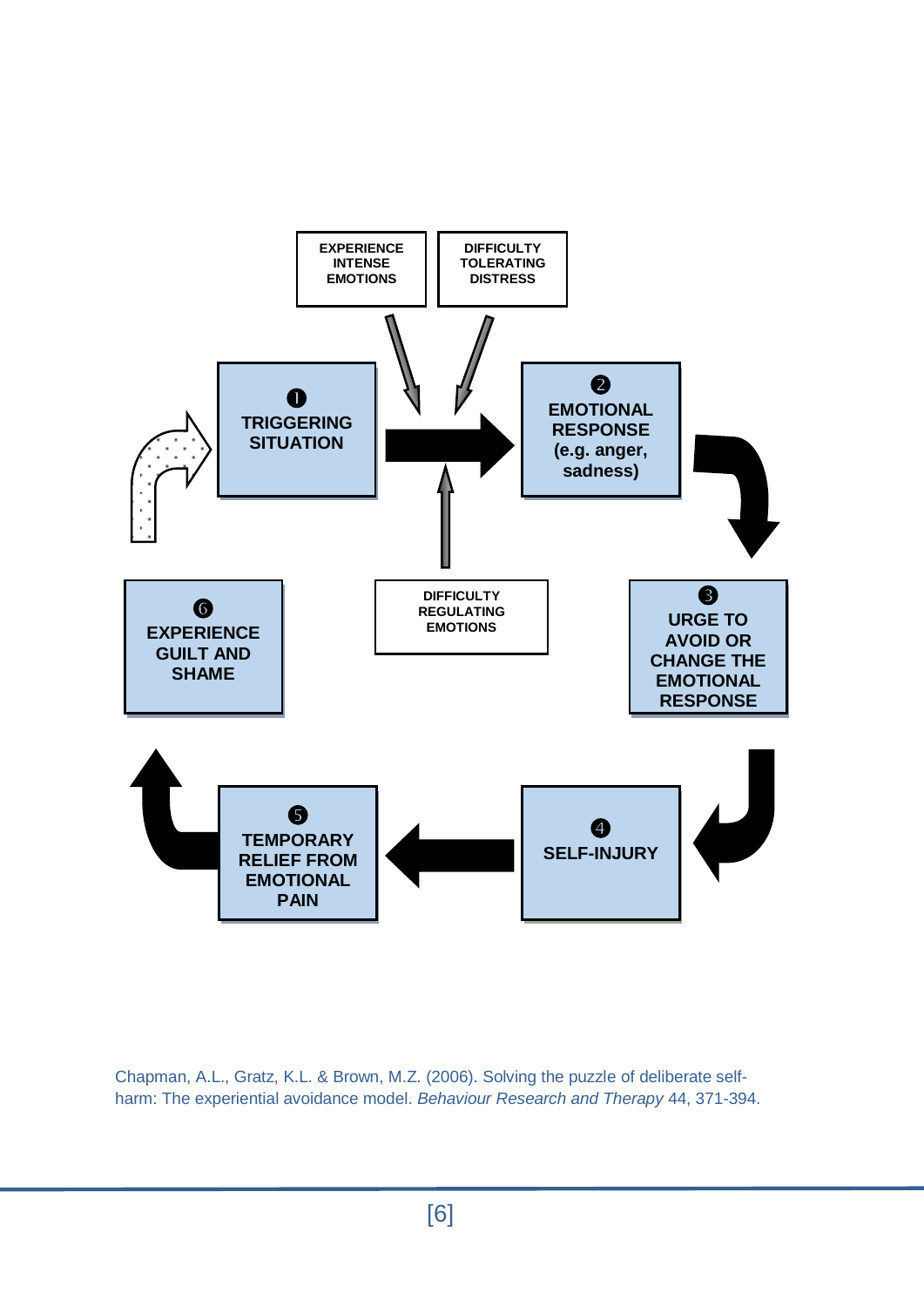EXPERIENCE INTENSE EMOTIONS

DIFFICULTY TOLERATING DISTRESS

❶ TRIGGERING SITUATION

❷ EMOTIONAL RESPONSE (e.g. anger, sadness)

DIFFICULTY REGULATING EMOTIONS

❸ URGE TO AVOID OR CHANGE THE EMOTIONAL RESPONSE

❹ SELF-INJURY

❺ TEMPORARY RELIEF FROM EMOTIONAL PAIN

❻ EXPERIENCE GUILT AND SHAME

Chapman, A.L., Gratz, K.L. & Brown, M.Z. (2006). Solving the puzzle of deliberate self-harm: The experiential avoidance model. *Behaviour Research and Therapy* 44, 371-394.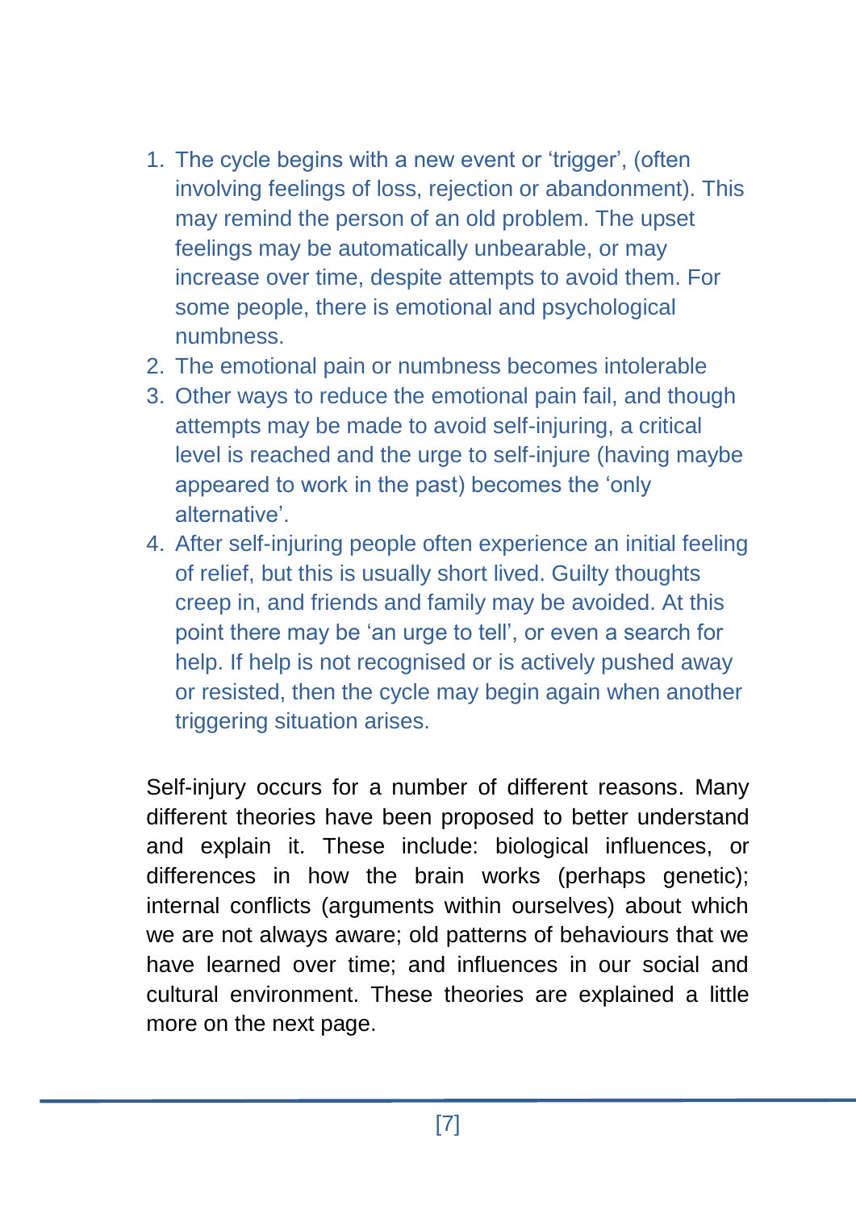1. The cycle begins with a new event or 'trigger', (often involving feelings of loss, rejection or abandonment). This may remind the person of an old problem. The upset feelings may be automatically unbearable, or may increase over time, despite attempts to avoid them. For some people, there is emotional and psychological numbness.
2. The emotional pain or numbness becomes intolerable
3. Other ways to reduce the emotional pain fail, and though attempts may be made to avoid self-injuring, a critical level is reached and the urge to self-injure (having maybe appeared to work in the past) becomes the 'only alternative'.
4. After self-injuring people often experience an initial feeling of relief, but this is usually short lived. Guilty thoughts creep in, and friends and family may be avoided. At this point there may be 'an urge to tell', or even a search for help. If help is not recognised or is actively pushed away or resisted, then the cycle may begin again when another triggering situation arises.

Self-injury occurs for a number of different reasons. Many different theories have been proposed to better understand and explain it. These include: biological influences, or differences in how the brain works (perhaps genetic); internal conflicts (arguments within ourselves) about which we are not always aware; old patterns of behaviours that we have learned over time; and influences in our social and cultural environment. These theories are explained a little more on the next page.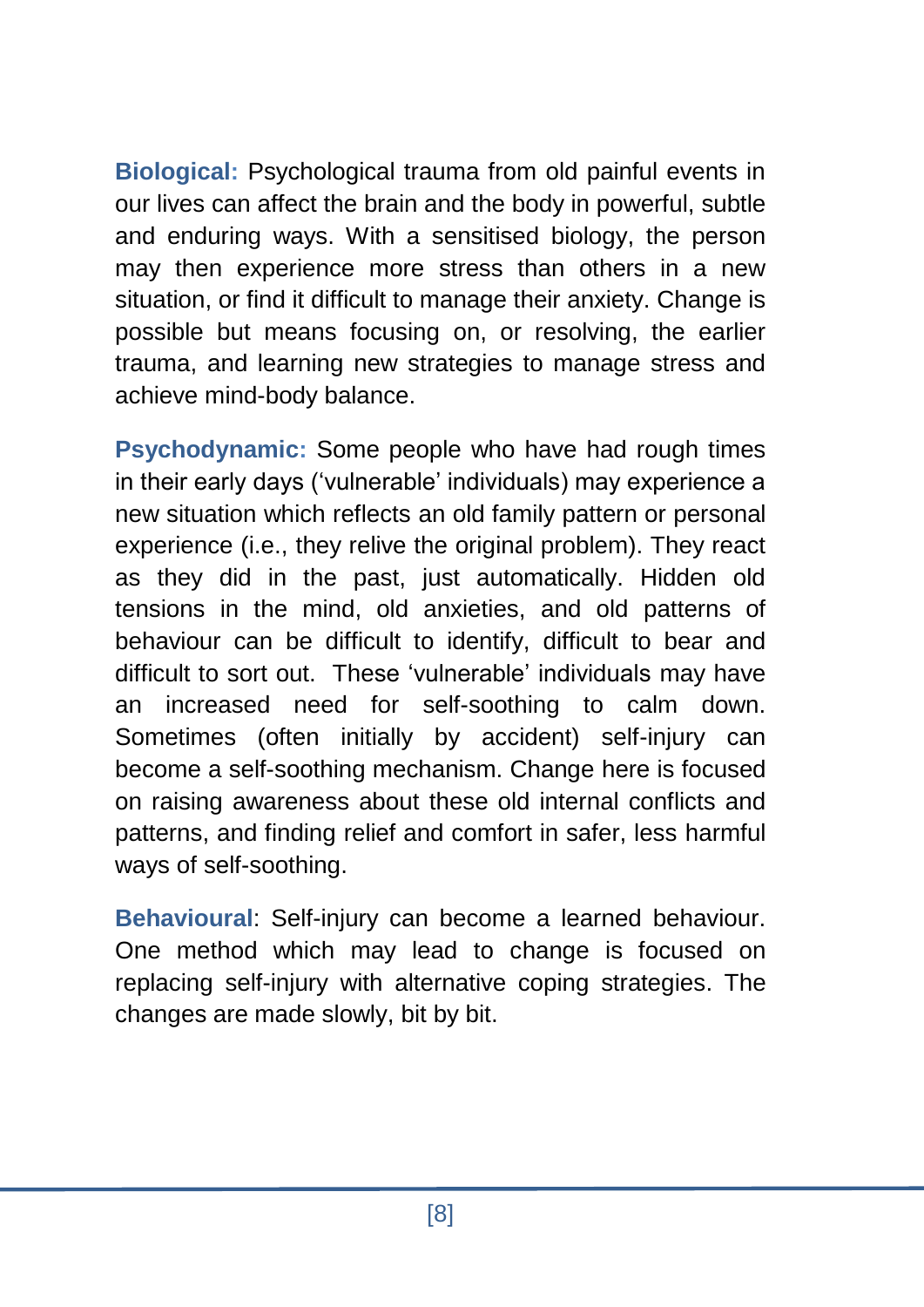**Biological:** Psychological trauma from old painful events in our lives can affect the brain and the body in powerful, subtle and enduring ways. With a sensitised biology, the person may then experience more stress than others in a new situation, or find it difficult to manage their anxiety. Change is possible but means focusing on, or resolving, the earlier trauma, and learning new strategies to manage stress and achieve mind-body balance.

**Psychodynamic:** Some people who have had rough times in their early days ('vulnerable' individuals) may experience a new situation which reflects an old family pattern or personal experience (i.e., they relive the original problem). They react as they did in the past, just automatically. Hidden old tensions in the mind, old anxieties, and old patterns of behaviour can be difficult to identify, difficult to bear and difficult to sort out. These 'vulnerable' individuals may have an increased need for self-soothing to calm down. Sometimes (often initially by accident) self-injury can become a self-soothing mechanism. Change here is focused on raising awareness about these old internal conflicts and patterns, and finding relief and comfort in safer, less harmful ways of self-soothing.

**Behavioural**: Self-injury can become a learned behaviour. One method which may lead to change is focused on replacing self-injury with alternative coping strategies. The changes are made slowly, bit by bit.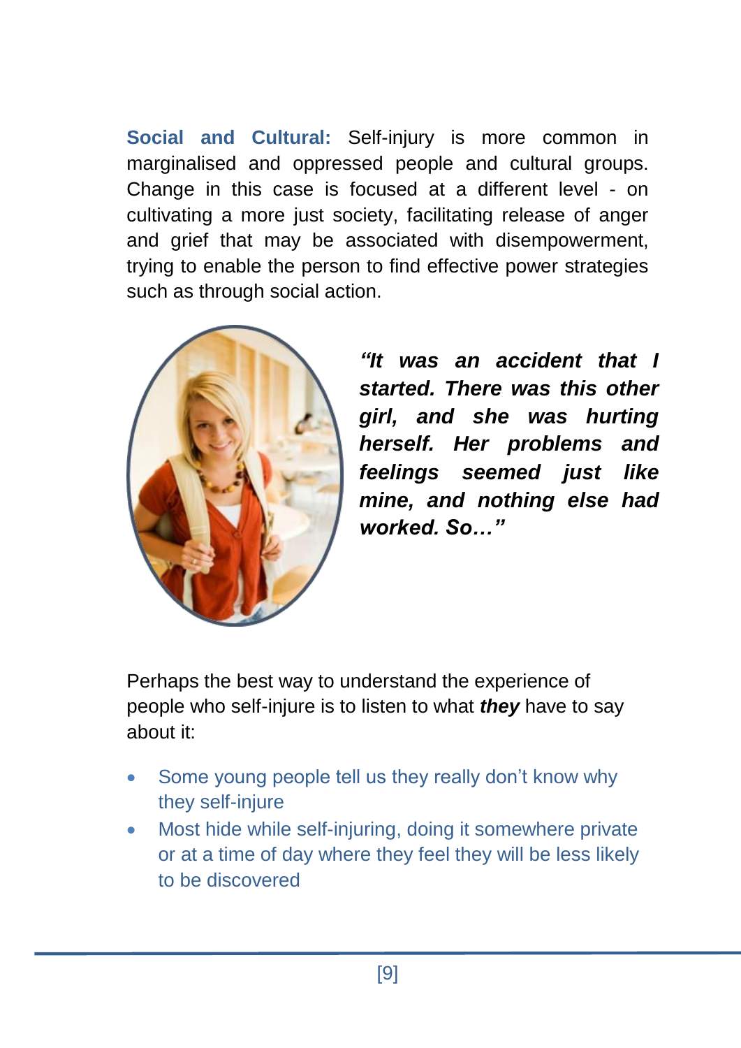**Social and Cultural:** Self-injury is more common in marginalised and oppressed people and cultural groups. Change in this case is focused at a different level - on cultivating a more just society, facilitating release of anger and grief that may be associated with disempowerment, trying to enable the person to find effective power strategies such as through social action.

***"It was an accident that I started. There was this other girl, and she was hurting herself. Her problems and feelings seemed just like mine, and nothing else had worked. So…"***

Perhaps the best way to understand the experience of people who self-injure is to listen to what ***they*** have to say about it:

- Some young people tell us they really don't know why they self-injure
- Most hide while self-injuring, doing it somewhere private or at a time of day where they feel they will be less likely to be discovered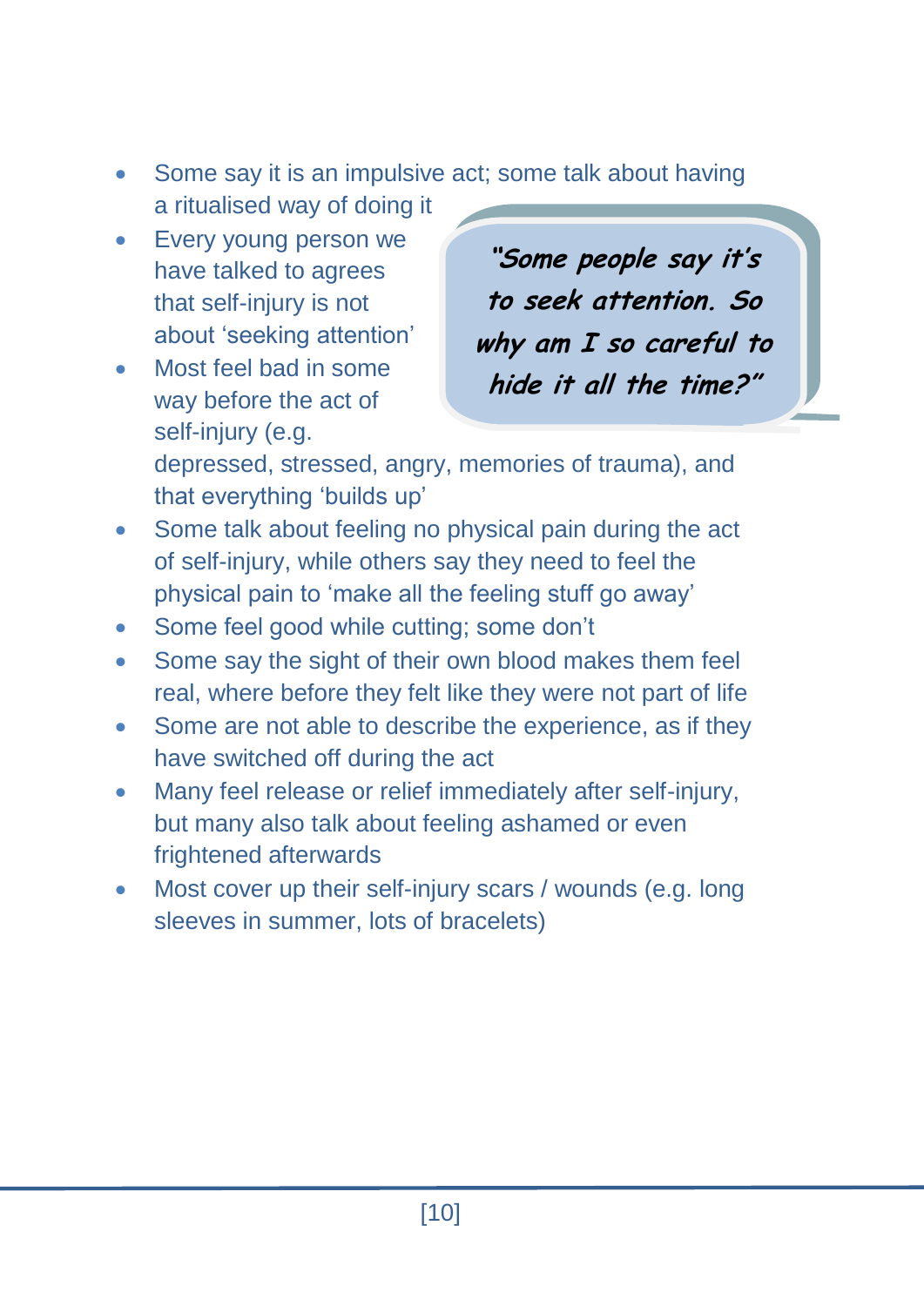- Some say it is an impulsive act; some talk about having a ritualised way of doing it
- Every young person we have talked to agrees that self-injury is not about 'seeking attention'
- Most feel bad in some way before the act of self-injury (e.g. depressed, stressed, angry, memories of trauma), and that everything 'builds up'

> ***"Some people say it's to seek attention. So why am I so careful to hide it all the time?"***

- Some talk about feeling no physical pain during the act of self-injury, while others say they need to feel the physical pain to 'make all the feeling stuff go away'
- Some feel good while cutting; some don't
- Some say the sight of their own blood makes them feel real, where before they felt like they were not part of life
- Some are not able to describe the experience, as if they have switched off during the act
- Many feel release or relief immediately after self-injury, but many also talk about feeling ashamed or even frightened afterwards
- Most cover up their self-injury scars / wounds (e.g. long sleeves in summer, lots of bracelets)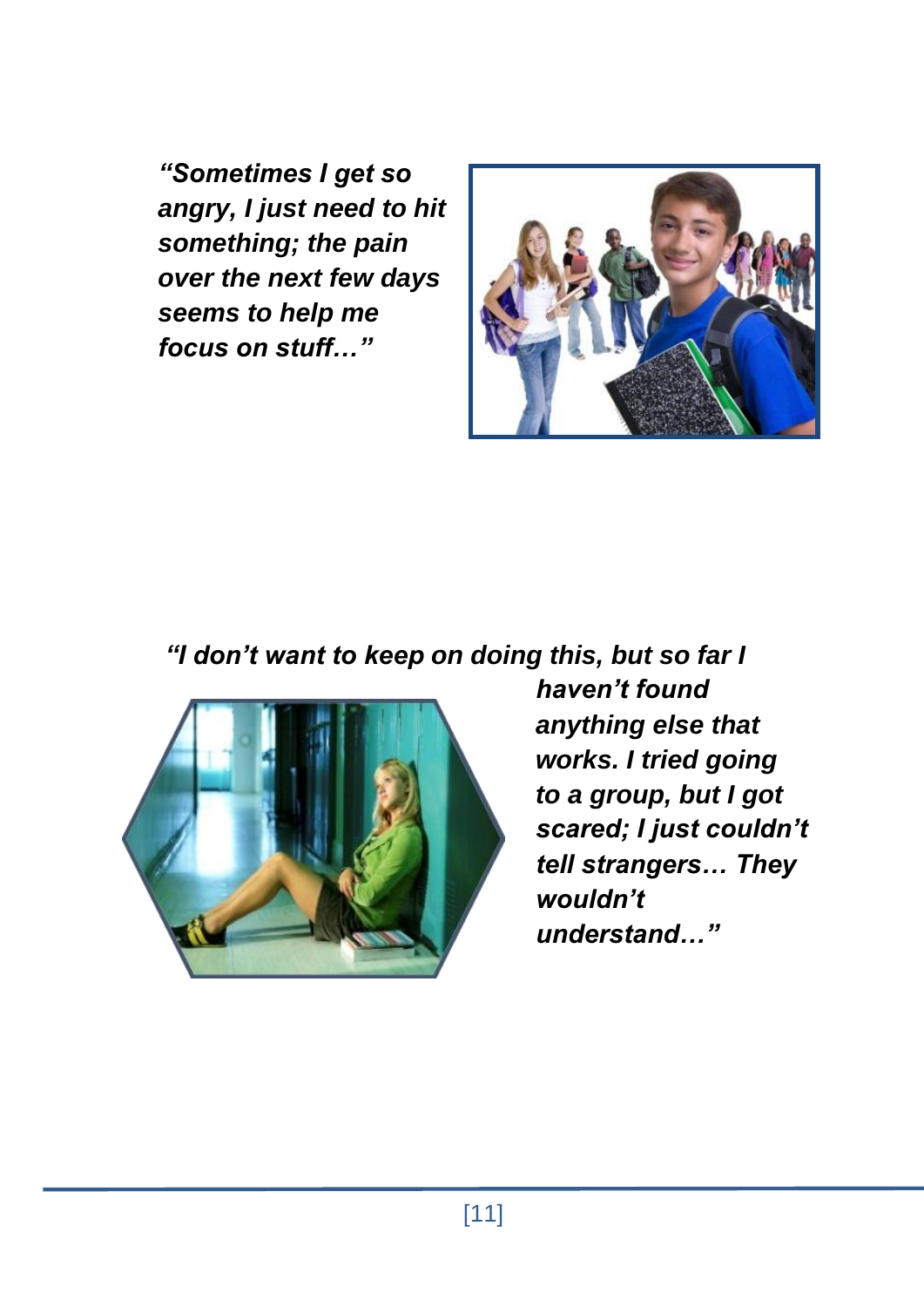*"Sometimes I get so angry, I just need to hit something; the pain over the next few days seems to help me focus on stuff…"*

*"I don't want to keep on doing this, but so far I haven't found anything else that works. I tried going to a group, but I got scared; I just couldn't tell strangers… They wouldn't understand…"*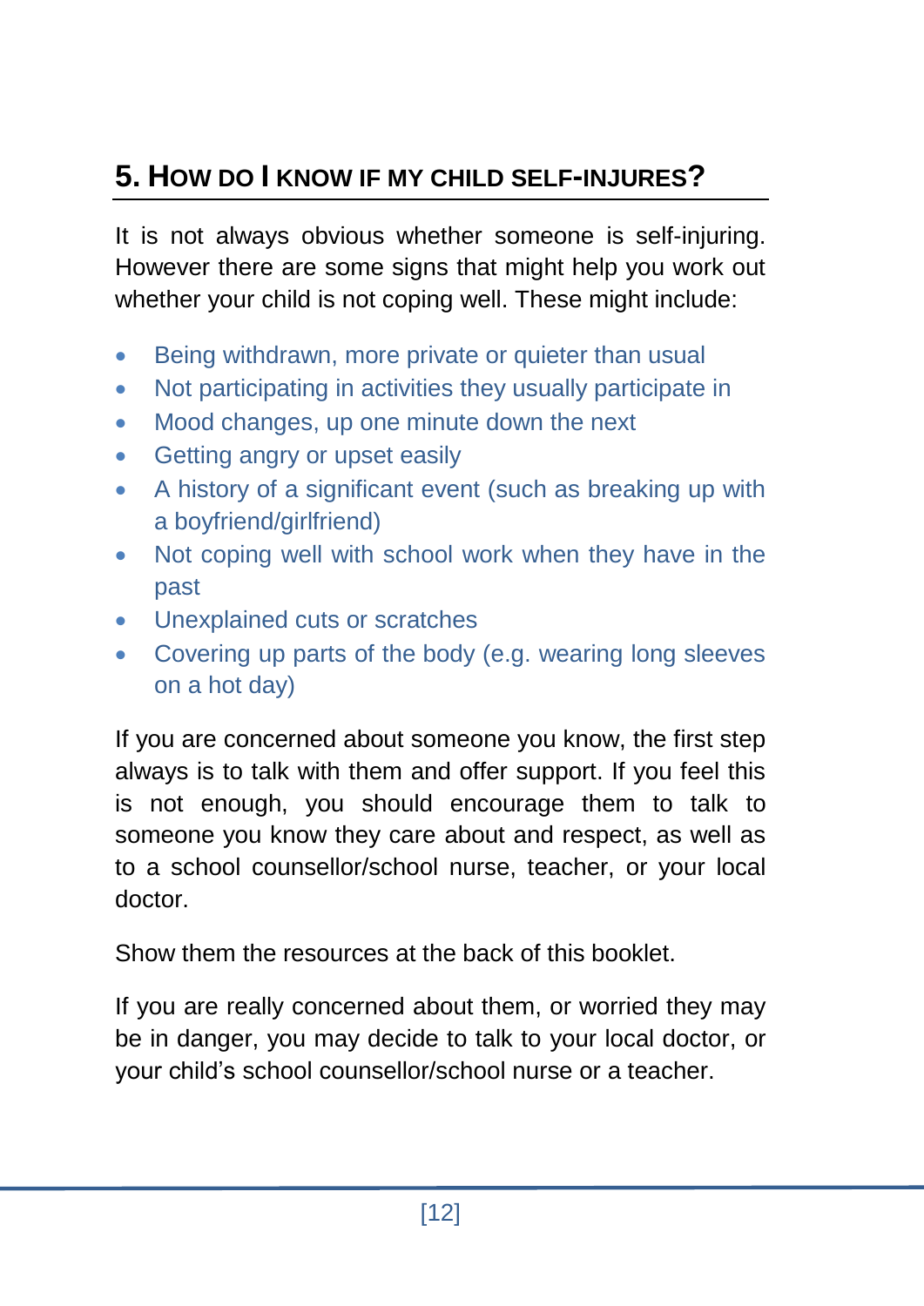## 5. How do I know if my child self-injures?

It is not always obvious whether someone is self-injuring. However there are some signs that might help you work out whether your child is not coping well. These might include:

- Being withdrawn, more private or quieter than usual
- Not participating in activities they usually participate in
- Mood changes, up one minute down the next
- Getting angry or upset easily
- A history of a significant event (such as breaking up with a boyfriend/girlfriend)
- Not coping well with school work when they have in the past
- Unexplained cuts or scratches
- Covering up parts of the body (e.g. wearing long sleeves on a hot day)

If you are concerned about someone you know, the first step always is to talk with them and offer support. If you feel this is not enough, you should encourage them to talk to someone you know they care about and respect, as well as to a school counsellor/school nurse, teacher, or your local doctor.

Show them the resources at the back of this booklet.

If you are really concerned about them, or worried they may be in danger, you may decide to talk to your local doctor, or your child's school counsellor/school nurse or a teacher.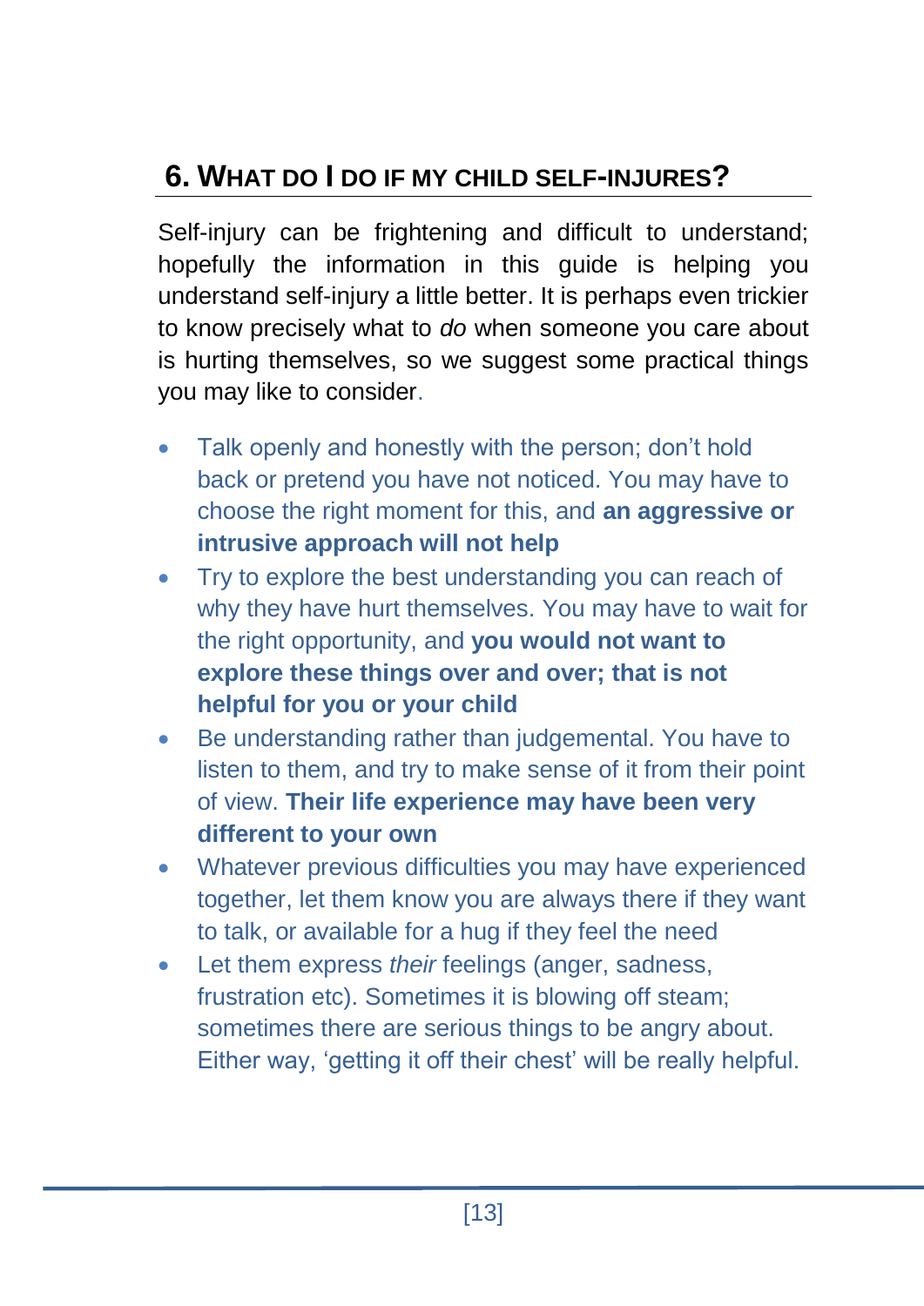## 6. What do I do if my child self-injures?

Self-injury can be frightening and difficult to understand; hopefully the information in this guide is helping you understand self-injury a little better. It is perhaps even trickier to know precisely what to *do* when someone you care about is hurting themselves, so we suggest some practical things you may like to consider.

- Talk openly and honestly with the person; don't hold back or pretend you have not noticed. You may have to choose the right moment for this, and **an aggressive or intrusive approach will not help**
- Try to explore the best understanding you can reach of why they have hurt themselves. You may have to wait for the right opportunity, and **you would not want to explore these things over and over; that is not helpful for you or your child**
- Be understanding rather than judgemental. You have to listen to them, and try to make sense of it from their point of view. **Their life experience may have been very different to your own**
- Whatever previous difficulties you may have experienced together, let them know you are always there if they want to talk, or available for a hug if they feel the need
- Let them express *their* feelings (anger, sadness, frustration etc). Sometimes it is blowing off steam; sometimes there are serious things to be angry about. Either way, 'getting it off their chest' will be really helpful.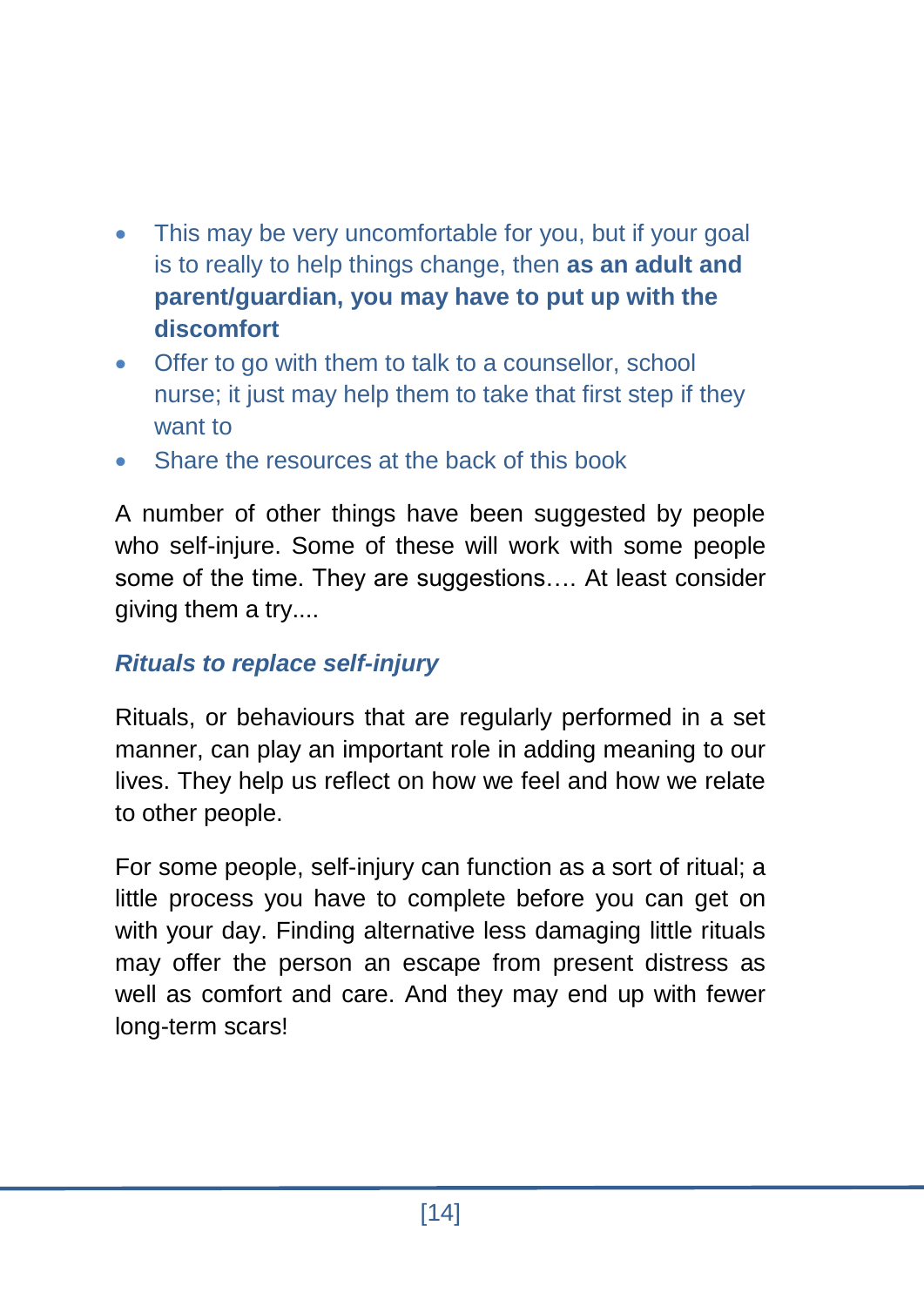- This may be very uncomfortable for you, but if your goal is to really to help things change, then **as an adult and parent/guardian, you may have to put up with the discomfort**
- Offer to go with them to talk to a counsellor, school nurse; it just may help them to take that first step if they want to
- Share the resources at the back of this book

A number of other things have been suggested by people who self-injure. Some of these will work with some people some of the time. They are suggestions…. At least consider giving them a try....

### *Rituals to replace self-injury*

Rituals, or behaviours that are regularly performed in a set manner, can play an important role in adding meaning to our lives. They help us reflect on how we feel and how we relate to other people.

For some people, self-injury can function as a sort of ritual; a little process you have to complete before you can get on with your day. Finding alternative less damaging little rituals may offer the person an escape from present distress as well as comfort and care. And they may end up with fewer long-term scars!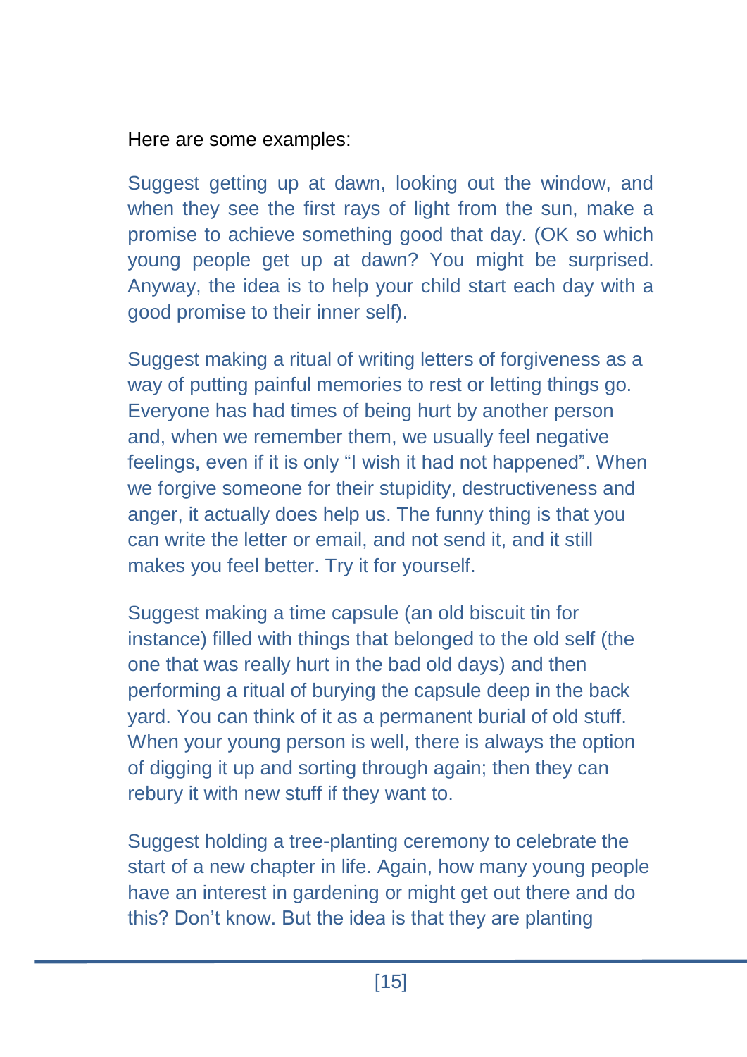Here are some examples:

Suggest getting up at dawn, looking out the window, and when they see the first rays of light from the sun, make a promise to achieve something good that day. (OK so which young people get up at dawn? You might be surprised. Anyway, the idea is to help your child start each day with a good promise to their inner self).

Suggest making a ritual of writing letters of forgiveness as a way of putting painful memories to rest or letting things go. Everyone has had times of being hurt by another person and, when we remember them, we usually feel negative feelings, even if it is only "I wish it had not happened". When we forgive someone for their stupidity, destructiveness and anger, it actually does help us. The funny thing is that you can write the letter or email, and not send it, and it still makes you feel better. Try it for yourself.

Suggest making a time capsule (an old biscuit tin for instance) filled with things that belonged to the old self (the one that was really hurt in the bad old days) and then performing a ritual of burying the capsule deep in the back yard. You can think of it as a permanent burial of old stuff. When your young person is well, there is always the option of digging it up and sorting through again; then they can rebury it with new stuff if they want to.

Suggest holding a tree-planting ceremony to celebrate the start of a new chapter in life. Again, how many young people have an interest in gardening or might get out there and do this? Don't know. But the idea is that they are planting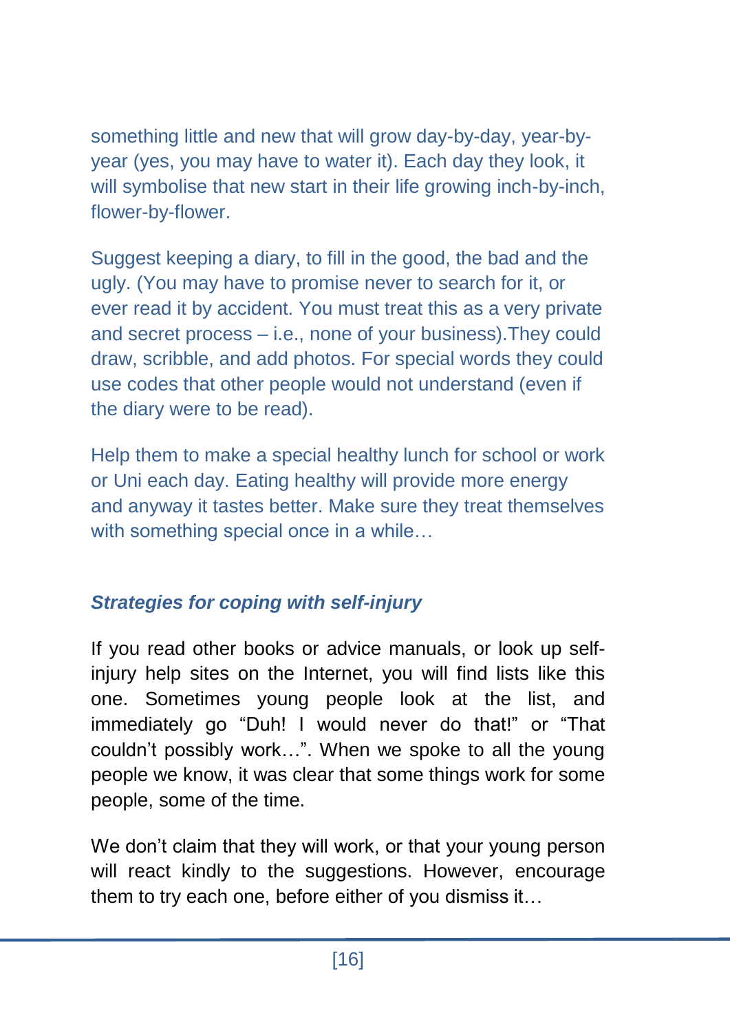something little and new that will grow day-by-day, year-by-year (yes, you may have to water it). Each day they look, it will symbolise that new start in their life growing inch-by-inch, flower-by-flower.

Suggest keeping a diary, to fill in the good, the bad and the ugly. (You may have to promise never to search for it, or ever read it by accident. You must treat this as a very private and secret process – i.e., none of your business).They could draw, scribble, and add photos. For special words they could use codes that other people would not understand (even if the diary were to be read).

Help them to make a special healthy lunch for school or work or Uni each day. Eating healthy will provide more energy and anyway it tastes better. Make sure they treat themselves with something special once in a while…

### *Strategies for coping with self-injury*

If you read other books or advice manuals, or look up self-injury help sites on the Internet, you will find lists like this one. Sometimes young people look at the list, and immediately go "Duh! I would never do that!" or "That couldn't possibly work…". When we spoke to all the young people we know, it was clear that some things work for some people, some of the time.

We don't claim that they will work, or that your young person will react kindly to the suggestions. However, encourage them to try each one, before either of you dismiss it…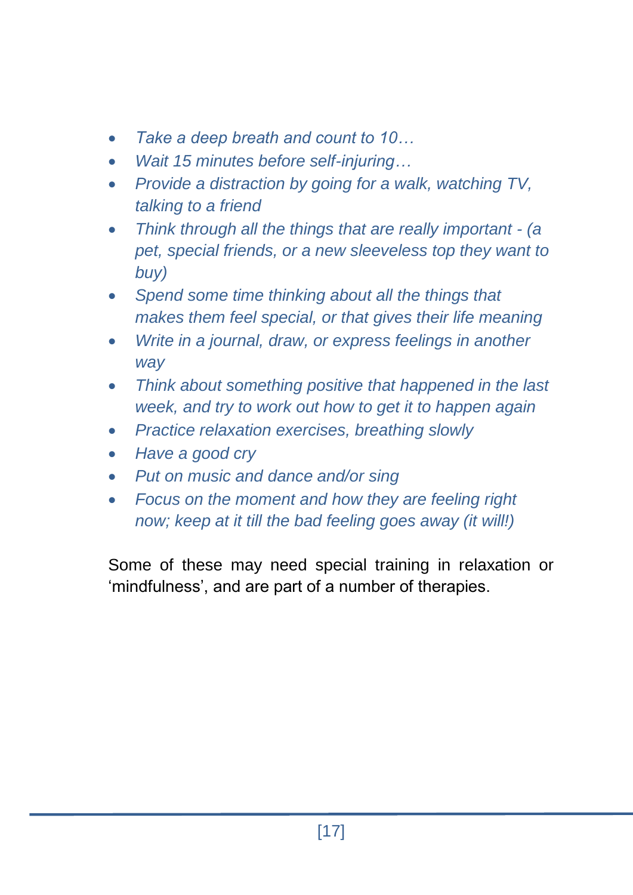- *Take a deep breath and count to 10…*
- *Wait 15 minutes before self-injuring…*
- *Provide a distraction by going for a walk, watching TV, talking to a friend*
- *Think through all the things that are really important - (a pet, special friends, or a new sleeveless top they want to buy)*
- *Spend some time thinking about all the things that makes them feel special, or that gives their life meaning*
- *Write in a journal, draw, or express feelings in another way*
- *Think about something positive that happened in the last week, and try to work out how to get it to happen again*
- *Practice relaxation exercises, breathing slowly*
- *Have a good cry*
- *Put on music and dance and/or sing*
- *Focus on the moment and how they are feeling right now; keep at it till the bad feeling goes away (it will!)*

Some of these may need special training in relaxation or 'mindfulness', and are part of a number of therapies.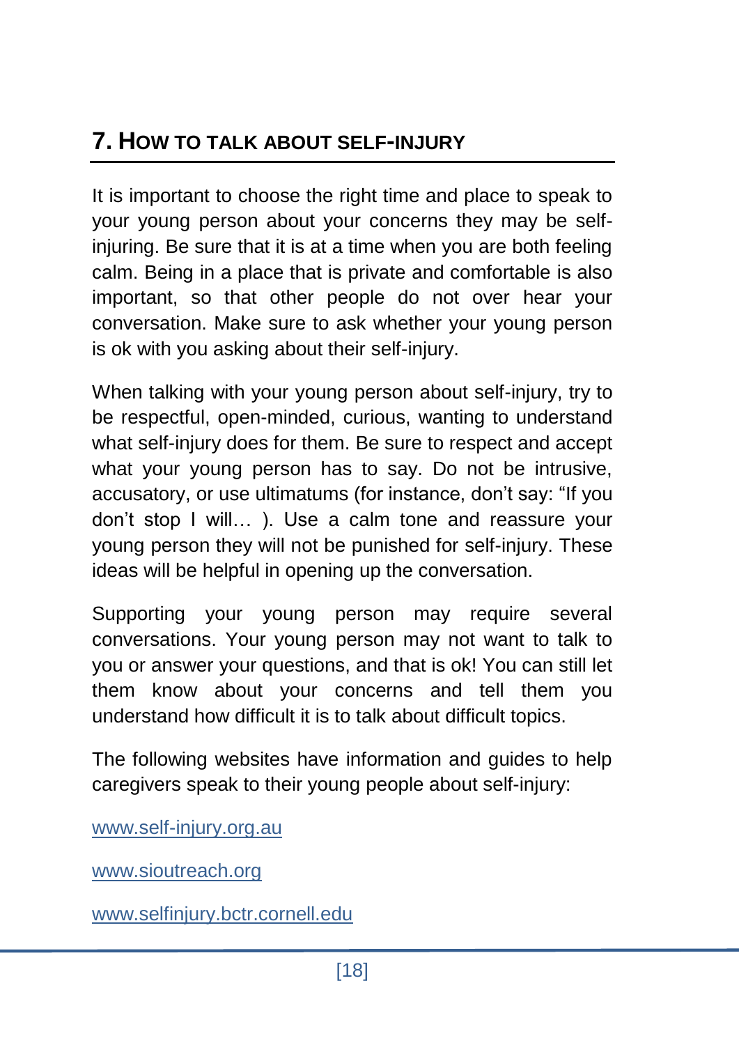## 7. HOW TO TALK ABOUT SELF-INJURY

It is important to choose the right time and place to speak to your young person about your concerns they may be self-injuring. Be sure that it is at a time when you are both feeling calm. Being in a place that is private and comfortable is also important, so that other people do not over hear your conversation. Make sure to ask whether your young person is ok with you asking about their self-injury.

When talking with your young person about self-injury, try to be respectful, open-minded, curious, wanting to understand what self-injury does for them. Be sure to respect and accept what your young person has to say. Do not be intrusive, accusatory, or use ultimatums (for instance, don't say: "If you don't stop I will… ). Use a calm tone and reassure your young person they will not be punished for self-injury. These ideas will be helpful in opening up the conversation.

Supporting your young person may require several conversations. Your young person may not want to talk to you or answer your questions, and that is ok! You can still let them know about your concerns and tell them you understand how difficult it is to talk about difficult topics.

The following websites have information and guides to help caregivers speak to their young people about self-injury:

www.self-injury.org.au

www.sioutreach.org

www.selfinjury.bctr.cornell.edu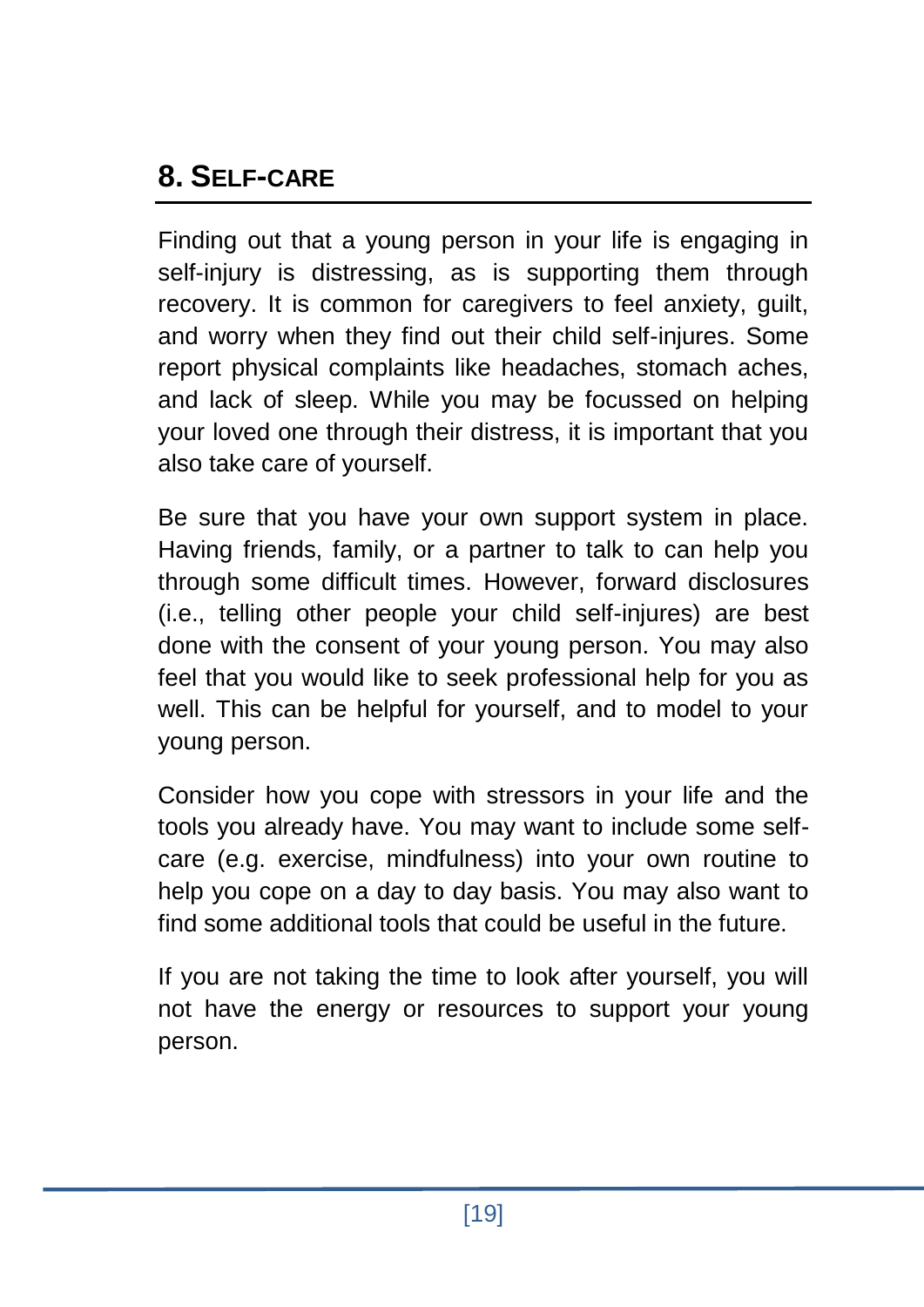## 8. SELF-CARE

Finding out that a young person in your life is engaging in self-injury is distressing, as is supporting them through recovery. It is common for caregivers to feel anxiety, guilt, and worry when they find out their child self-injures. Some report physical complaints like headaches, stomach aches, and lack of sleep. While you may be focussed on helping your loved one through their distress, it is important that you also take care of yourself.

Be sure that you have your own support system in place. Having friends, family, or a partner to talk to can help you through some difficult times. However, forward disclosures (i.e., telling other people your child self-injures) are best done with the consent of your young person. You may also feel that you would like to seek professional help for you as well. This can be helpful for yourself, and to model to your young person.

Consider how you cope with stressors in your life and the tools you already have. You may want to include some self-care (e.g. exercise, mindfulness) into your own routine to help you cope on a day to day basis. You may also want to find some additional tools that could be useful in the future.

If you are not taking the time to look after yourself, you will not have the energy or resources to support your young person.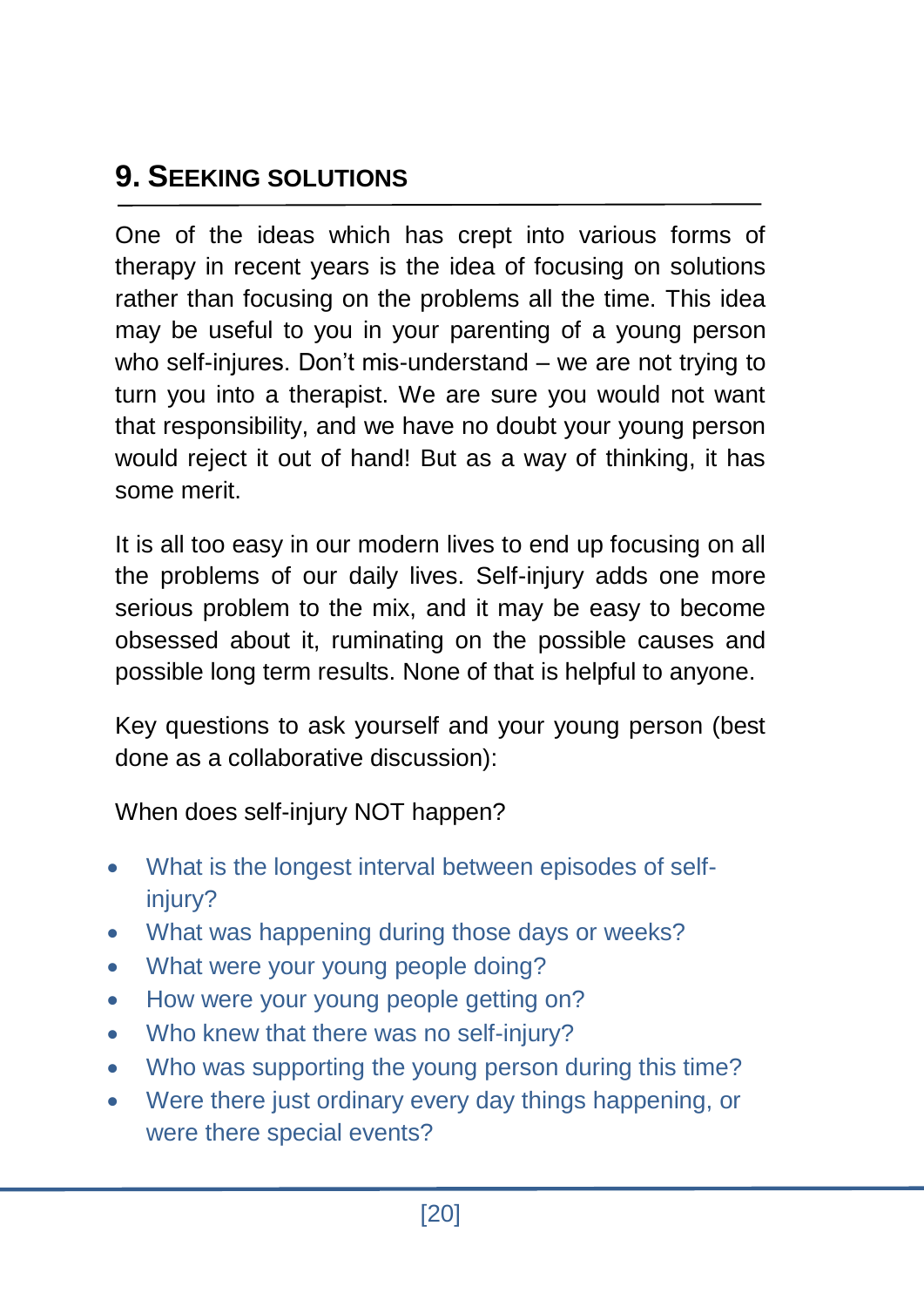## 9. Seeking solutions

One of the ideas which has crept into various forms of therapy in recent years is the idea of focusing on solutions rather than focusing on the problems all the time. This idea may be useful to you in your parenting of a young person who self-injures. Don't mis-understand – we are not trying to turn you into a therapist. We are sure you would not want that responsibility, and we have no doubt your young person would reject it out of hand! But as a way of thinking, it has some merit.

It is all too easy in our modern lives to end up focusing on all the problems of our daily lives. Self-injury adds one more serious problem to the mix, and it may be easy to become obsessed about it, ruminating on the possible causes and possible long term results. None of that is helpful to anyone.

Key questions to ask yourself and your young person (best done as a collaborative discussion):

When does self-injury NOT happen?

- What is the longest interval between episodes of self-injury?
- What was happening during those days or weeks?
- What were your young people doing?
- How were your young people getting on?
- Who knew that there was no self-injury?
- Who was supporting the young person during this time?
- Were there just ordinary every day things happening, or were there special events?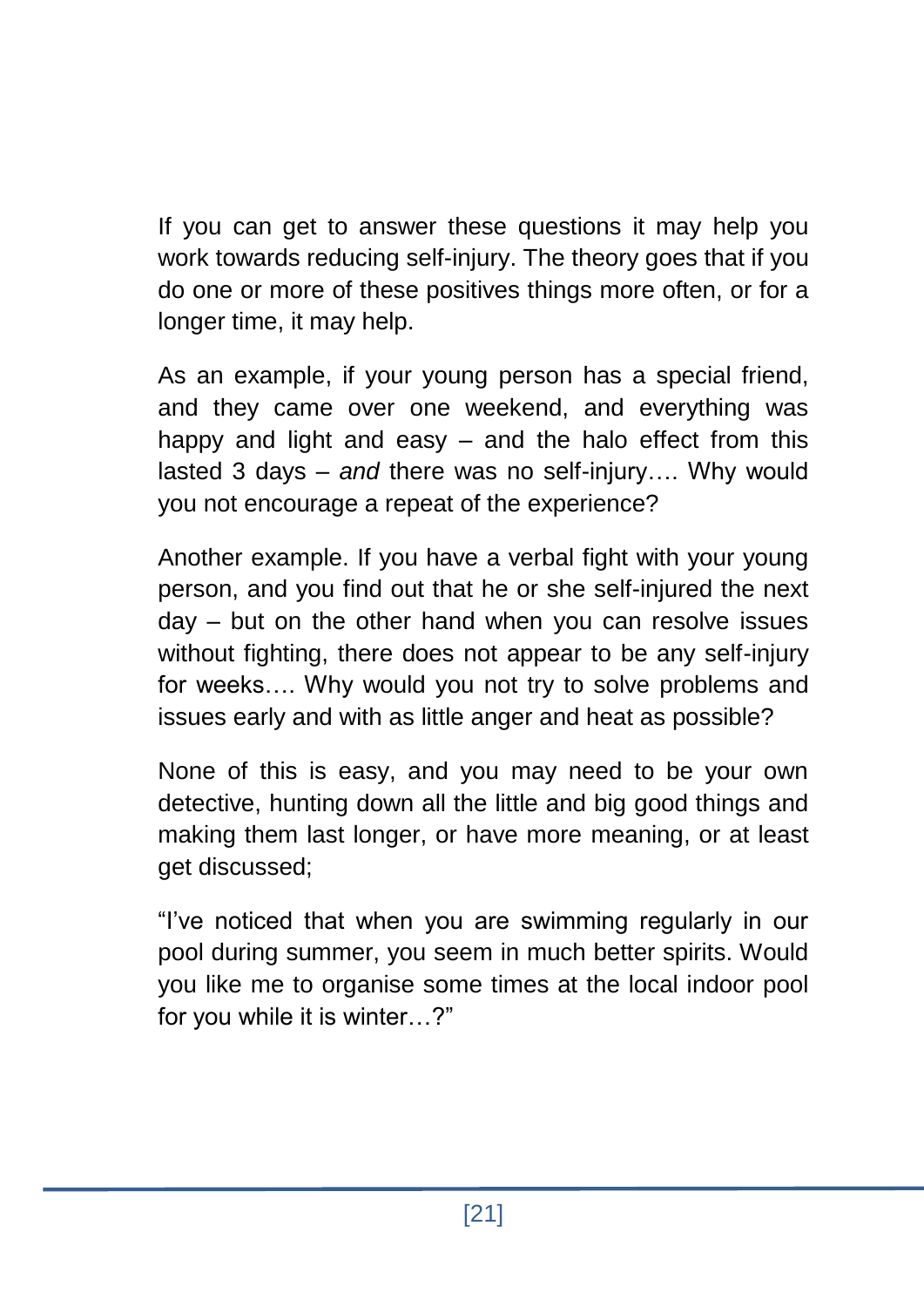If you can get to answer these questions it may help you work towards reducing self-injury. The theory goes that if you do one or more of these positives things more often, or for a longer time, it may help.

As an example, if your young person has a special friend, and they came over one weekend, and everything was happy and light and easy – and the halo effect from this lasted 3 days – *and* there was no self-injury…. Why would you not encourage a repeat of the experience?

Another example. If you have a verbal fight with your young person, and you find out that he or she self-injured the next day – but on the other hand when you can resolve issues without fighting, there does not appear to be any self-injury for weeks…. Why would you not try to solve problems and issues early and with as little anger and heat as possible?

None of this is easy, and you may need to be your own detective, hunting down all the little and big good things and making them last longer, or have more meaning, or at least get discussed;

"I've noticed that when you are swimming regularly in our pool during summer, you seem in much better spirits. Would you like me to organise some times at the local indoor pool for you while it is winter…?"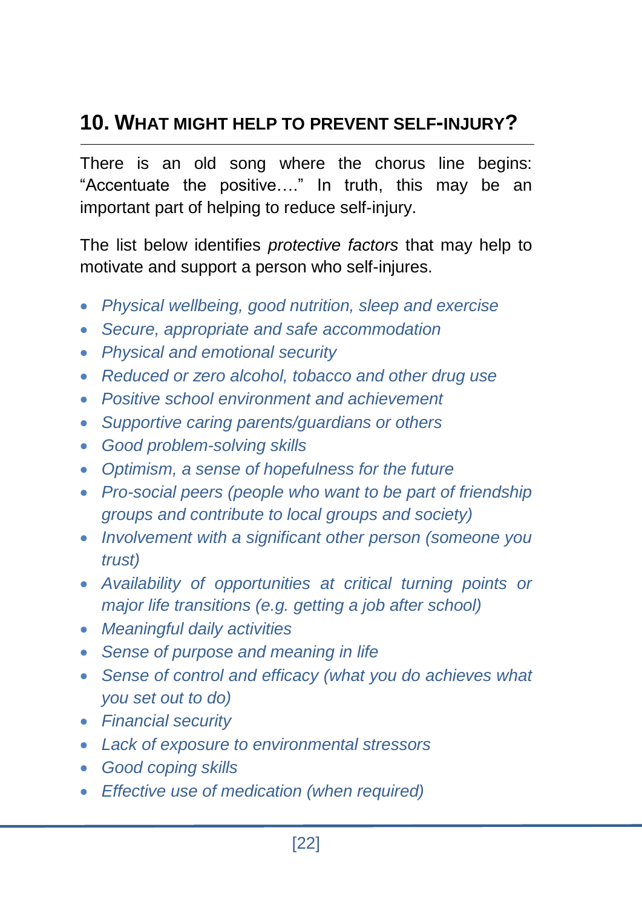## 10. WHAT MIGHT HELP TO PREVENT SELF-INJURY?

There is an old song where the chorus line begins: "Accentuate the positive…." In truth, this may be an important part of helping to reduce self-injury.

The list below identifies *protective factors* that may help to motivate and support a person who self-injures.

- *Physical wellbeing, good nutrition, sleep and exercise*
- *Secure, appropriate and safe accommodation*
- *Physical and emotional security*
- *Reduced or zero alcohol, tobacco and other drug use*
- *Positive school environment and achievement*
- *Supportive caring parents/guardians or others*
- *Good problem-solving skills*
- *Optimism, a sense of hopefulness for the future*
- *Pro-social peers (people who want to be part of friendship groups and contribute to local groups and society)*
- *Involvement with a significant other person (someone you trust)*
- *Availability of opportunities at critical turning points or major life transitions (e.g. getting a job after school)*
- *Meaningful daily activities*
- *Sense of purpose and meaning in life*
- *Sense of control and efficacy (what you do achieves what you set out to do)*
- *Financial security*
- *Lack of exposure to environmental stressors*
- *Good coping skills*
- *Effective use of medication (when required)*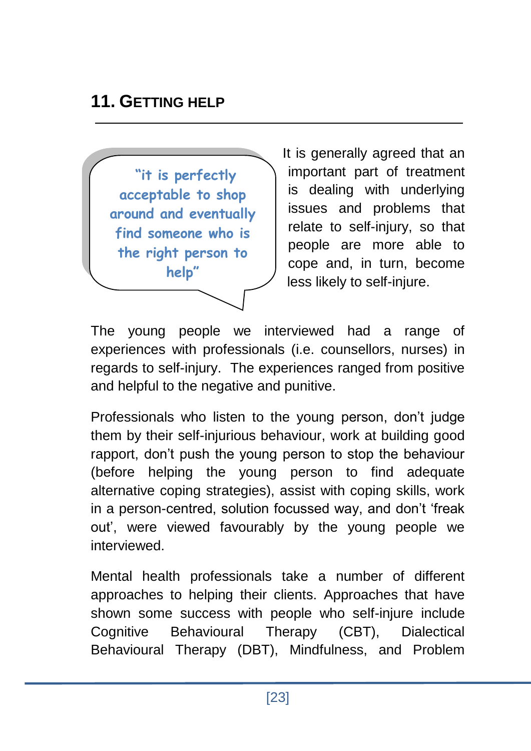## 11. Getting Help

> "it is perfectly acceptable to shop around and eventually find someone who is the right person to help"

It is generally agreed that an important part of treatment is dealing with underlying issues and problems that relate to self-injury, so that people are more able to cope and, in turn, become less likely to self-injure.

The young people we interviewed had a range of experiences with professionals (i.e. counsellors, nurses) in regards to self-injury. The experiences ranged from positive and helpful to the negative and punitive.

Professionals who listen to the young person, don't judge them by their self-injurious behaviour, work at building good rapport, don't push the young person to stop the behaviour (before helping the young person to find adequate alternative coping strategies), assist with coping skills, work in a person-centred, solution focussed way, and don't 'freak out', were viewed favourably by the young people we interviewed.

Mental health professionals take a number of different approaches to helping their clients. Approaches that have shown some success with people who self-injure include Cognitive Behavioural Therapy (CBT), Dialectical Behavioural Therapy (DBT), Mindfulness, and Problem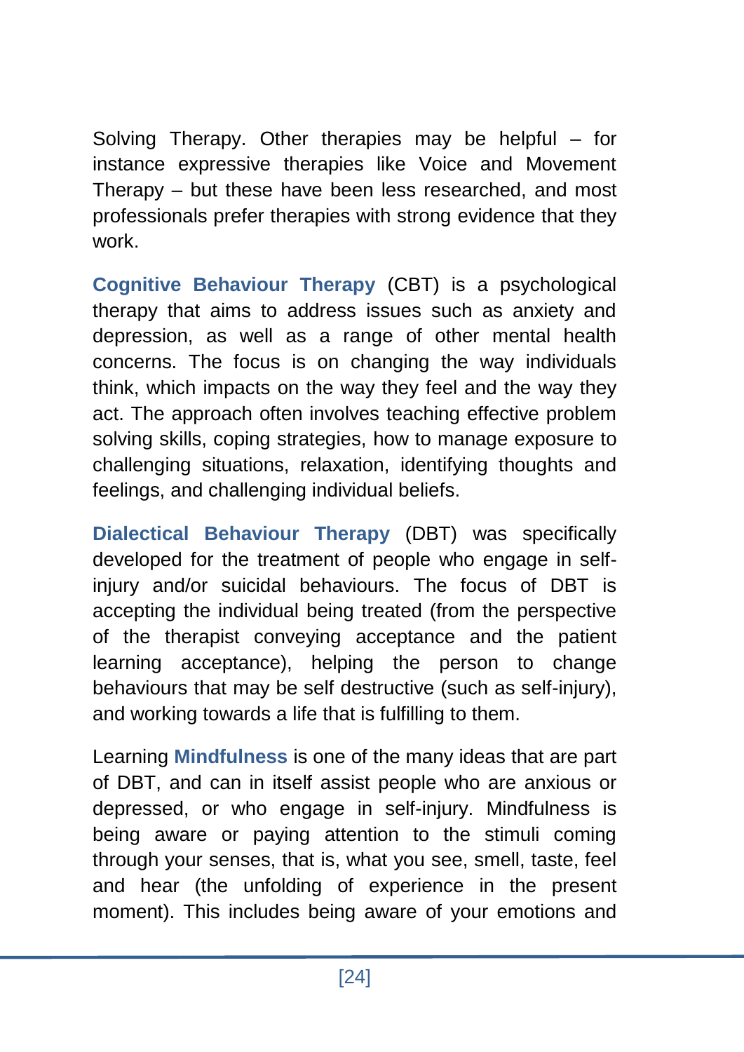Solving Therapy. Other therapies may be helpful – for instance expressive therapies like Voice and Movement Therapy – but these have been less researched, and most professionals prefer therapies with strong evidence that they work.

**Cognitive Behaviour Therapy** (CBT) is a psychological therapy that aims to address issues such as anxiety and depression, as well as a range of other mental health concerns. The focus is on changing the way individuals think, which impacts on the way they feel and the way they act. The approach often involves teaching effective problem solving skills, coping strategies, how to manage exposure to challenging situations, relaxation, identifying thoughts and feelings, and challenging individual beliefs.

**Dialectical Behaviour Therapy** (DBT) was specifically developed for the treatment of people who engage in self-injury and/or suicidal behaviours. The focus of DBT is accepting the individual being treated (from the perspective of the therapist conveying acceptance and the patient learning acceptance), helping the person to change behaviours that may be self destructive (such as self-injury), and working towards a life that is fulfilling to them.

Learning **Mindfulness** is one of the many ideas that are part of DBT, and can in itself assist people who are anxious or depressed, or who engage in self-injury. Mindfulness is being aware or paying attention to the stimuli coming through your senses, that is, what you see, smell, taste, feel and hear (the unfolding of experience in the present moment). This includes being aware of your emotions and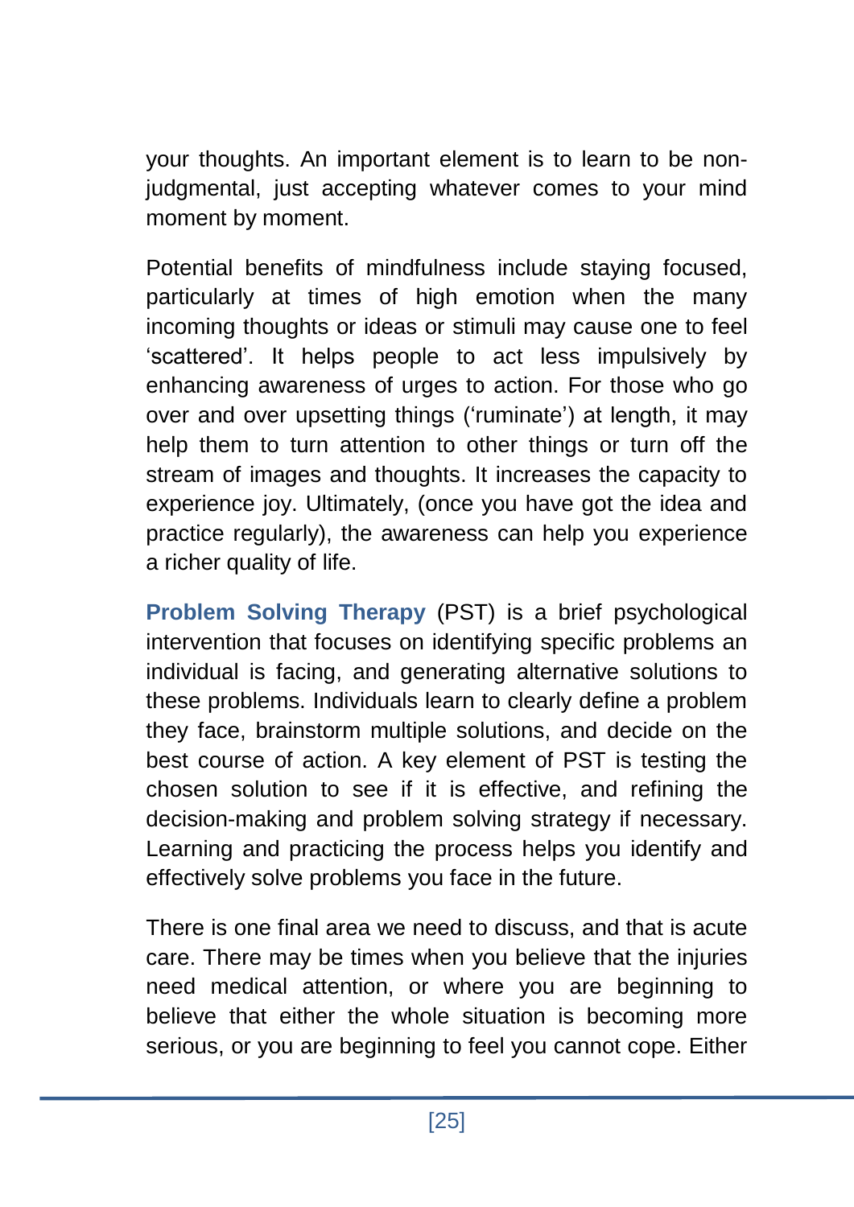your thoughts. An important element is to learn to be non-judgmental, just accepting whatever comes to your mind moment by moment.

Potential benefits of mindfulness include staying focused, particularly at times of high emotion when the many incoming thoughts or ideas or stimuli may cause one to feel 'scattered'. It helps people to act less impulsively by enhancing awareness of urges to action. For those who go over and over upsetting things ('ruminate') at length, it may help them to turn attention to other things or turn off the stream of images and thoughts. It increases the capacity to experience joy. Ultimately, (once you have got the idea and practice regularly), the awareness can help you experience a richer quality of life.

**Problem Solving Therapy** (PST) is a brief psychological intervention that focuses on identifying specific problems an individual is facing, and generating alternative solutions to these problems. Individuals learn to clearly define a problem they face, brainstorm multiple solutions, and decide on the best course of action. A key element of PST is testing the chosen solution to see if it is effective, and refining the decision-making and problem solving strategy if necessary. Learning and practicing the process helps you identify and effectively solve problems you face in the future.

There is one final area we need to discuss, and that is acute care. There may be times when you believe that the injuries need medical attention, or where you are beginning to believe that either the whole situation is becoming more serious, or you are beginning to feel you cannot cope. Either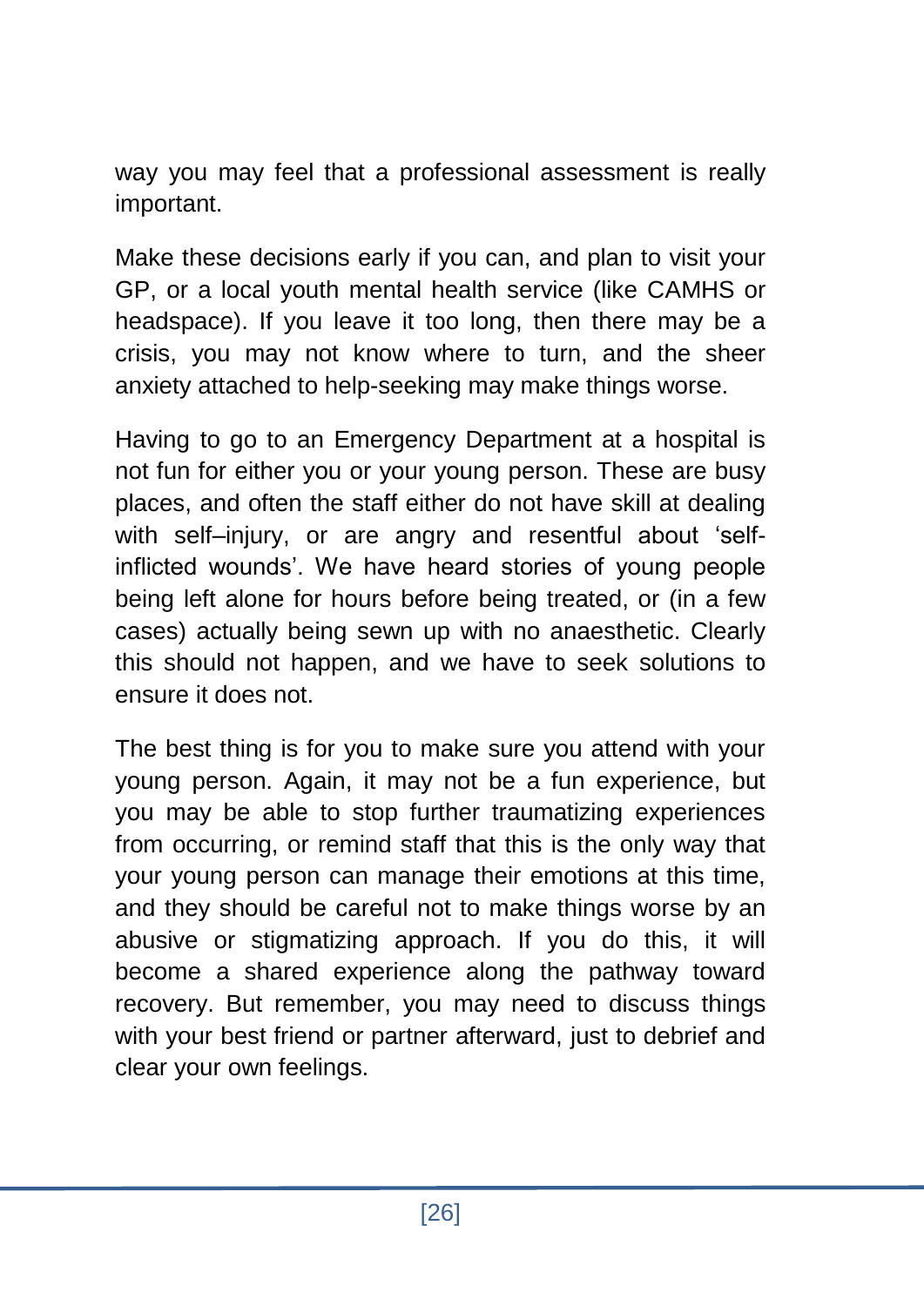way you may feel that a professional assessment is really important.

Make these decisions early if you can, and plan to visit your GP, or a local youth mental health service (like CAMHS or headspace). If you leave it too long, then there may be a crisis, you may not know where to turn, and the sheer anxiety attached to help-seeking may make things worse.

Having to go to an Emergency Department at a hospital is not fun for either you or your young person. These are busy places, and often the staff either do not have skill at dealing with self–injury, or are angry and resentful about 'self-inflicted wounds'. We have heard stories of young people being left alone for hours before being treated, or (in a few cases) actually being sewn up with no anaesthetic. Clearly this should not happen, and we have to seek solutions to ensure it does not.

The best thing is for you to make sure you attend with your young person. Again, it may not be a fun experience, but you may be able to stop further traumatizing experiences from occurring, or remind staff that this is the only way that your young person can manage their emotions at this time, and they should be careful not to make things worse by an abusive or stigmatizing approach. If you do this, it will become a shared experience along the pathway toward recovery. But remember, you may need to discuss things with your best friend or partner afterward, just to debrief and clear your own feelings.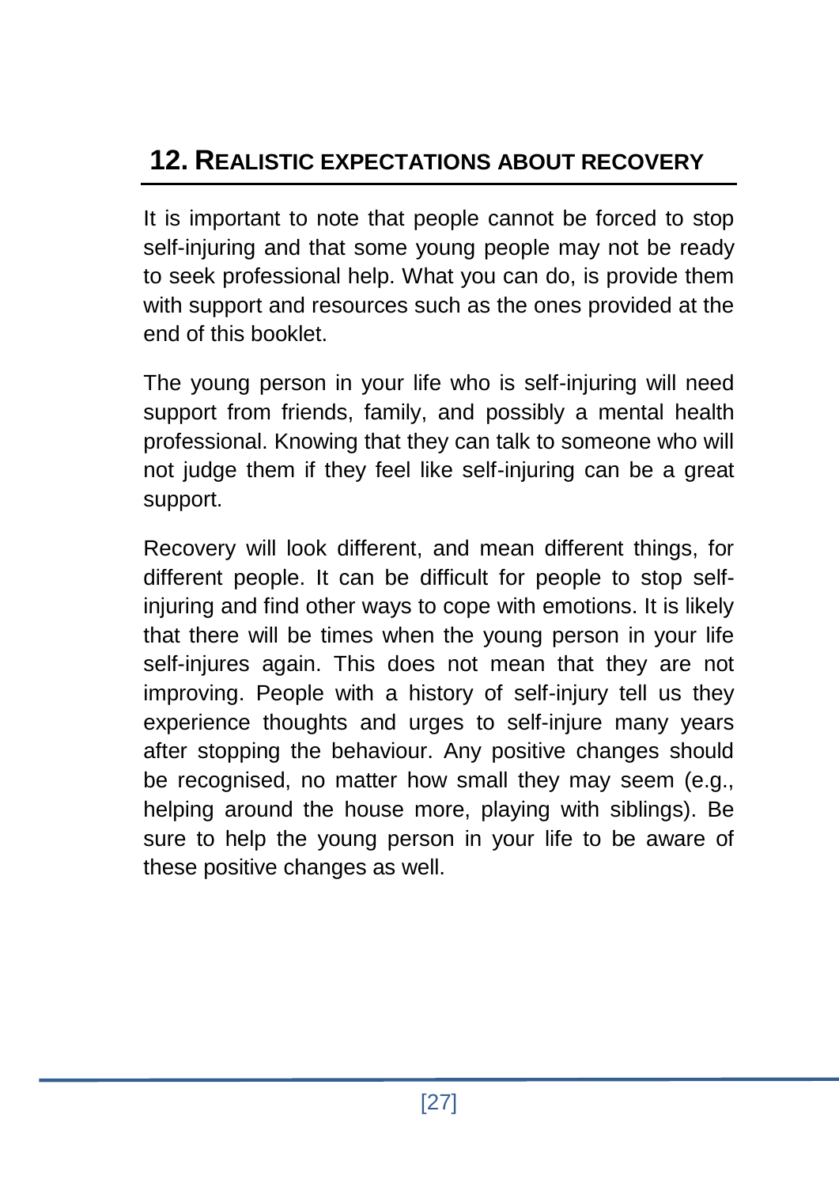## 12. REALISTIC EXPECTATIONS ABOUT RECOVERY

It is important to note that people cannot be forced to stop self-injuring and that some young people may not be ready to seek professional help. What you can do, is provide them with support and resources such as the ones provided at the end of this booklet.

The young person in your life who is self-injuring will need support from friends, family, and possibly a mental health professional. Knowing that they can talk to someone who will not judge them if they feel like self-injuring can be a great support.

Recovery will look different, and mean different things, for different people. It can be difficult for people to stop self-injuring and find other ways to cope with emotions. It is likely that there will be times when the young person in your life self-injures again. This does not mean that they are not improving. People with a history of self-injury tell us they experience thoughts and urges to self-injure many years after stopping the behaviour. Any positive changes should be recognised, no matter how small they may seem (e.g., helping around the house more, playing with siblings). Be sure to help the young person in your life to be aware of these positive changes as well.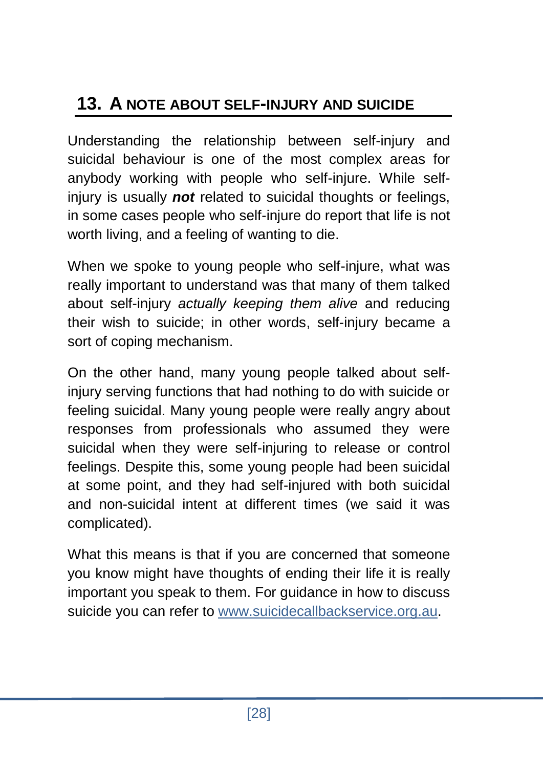## 13. A NOTE ABOUT SELF-INJURY AND SUICIDE

Understanding the relationship between self-injury and suicidal behaviour is one of the most complex areas for anybody working with people who self-injure. While self-injury is usually ***not*** related to suicidal thoughts or feelings, in some cases people who self-injure do report that life is not worth living, and a feeling of wanting to die.

When we spoke to young people who self-injure, what was really important to understand was that many of them talked about self-injury *actually keeping them alive* and reducing their wish to suicide; in other words, self-injury became a sort of coping mechanism.

On the other hand, many young people talked about self-injury serving functions that had nothing to do with suicide or feeling suicidal. Many young people were really angry about responses from professionals who assumed they were suicidal when they were self-injuring to release or control feelings. Despite this, some young people had been suicidal at some point, and they had self-injured with both suicidal and non-suicidal intent at different times (we said it was complicated).

What this means is that if you are concerned that someone you know might have thoughts of ending their life it is really important you speak to them. For guidance in how to discuss suicide you can refer to [www.suicidecallbackservice.org.au](http://www.suicidecallbackservice.org.au).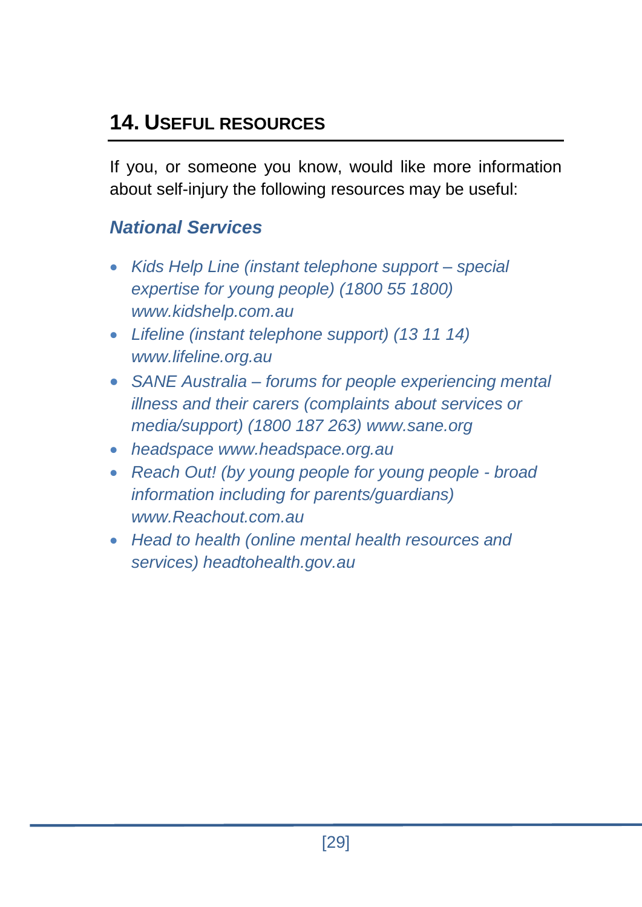## 14. Useful resources

If you, or someone you know, would like more information about self-injury the following resources may be useful:

### *National Services*

- *Kids Help Line (instant telephone support – special expertise for young people) (1800 55 1800) www.kidshelp.com.au*
- *Lifeline (instant telephone support) (13 11 14) www.lifeline.org.au*
- *SANE Australia – forums for people experiencing mental illness and their carers (complaints about services or media/support) (1800 187 263) www.sane.org*
- *headspace www.headspace.org.au*
- *Reach Out! (by young people for young people - broad information including for parents/guardians) www.Reachout.com.au*
- *Head to health (online mental health resources and services) headtohealth.gov.au*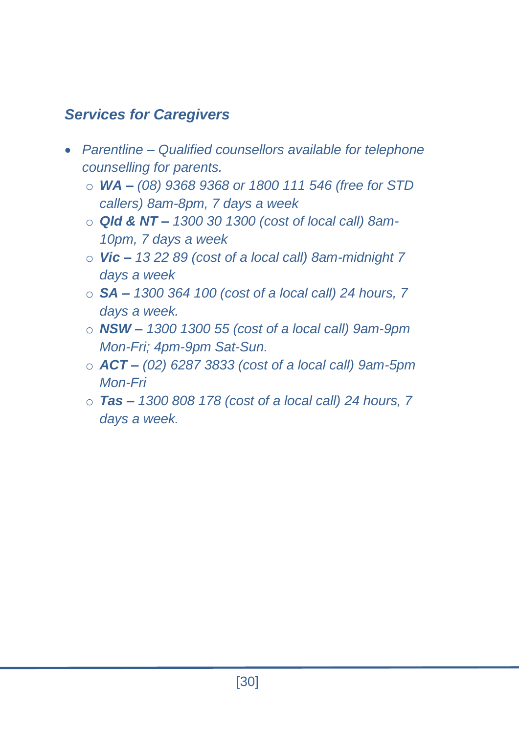## *Services for Caregivers*

- *Parentline – Qualified counsellors available for telephone counselling for parents.*
  - ***WA –** (08) 9368 9368 or 1800 111 546 (free for STD callers) 8am-8pm, 7 days a week*
  - ***Qld & NT –** 1300 30 1300 (cost of local call) 8am-10pm, 7 days a week*
  - ***Vic –** 13 22 89 (cost of a local call) 8am-midnight 7 days a week*
  - ***SA –** 1300 364 100 (cost of a local call) 24 hours, 7 days a week.*
  - ***NSW –** 1300 1300 55 (cost of a local call) 9am-9pm Mon-Fri; 4pm-9pm Sat-Sun.*
  - ***ACT –** (02) 6287 3833 (cost of a local call) 9am-5pm Mon-Fri*
  - ***Tas –** 1300 808 178 (cost of a local call) 24 hours, 7 days a week.*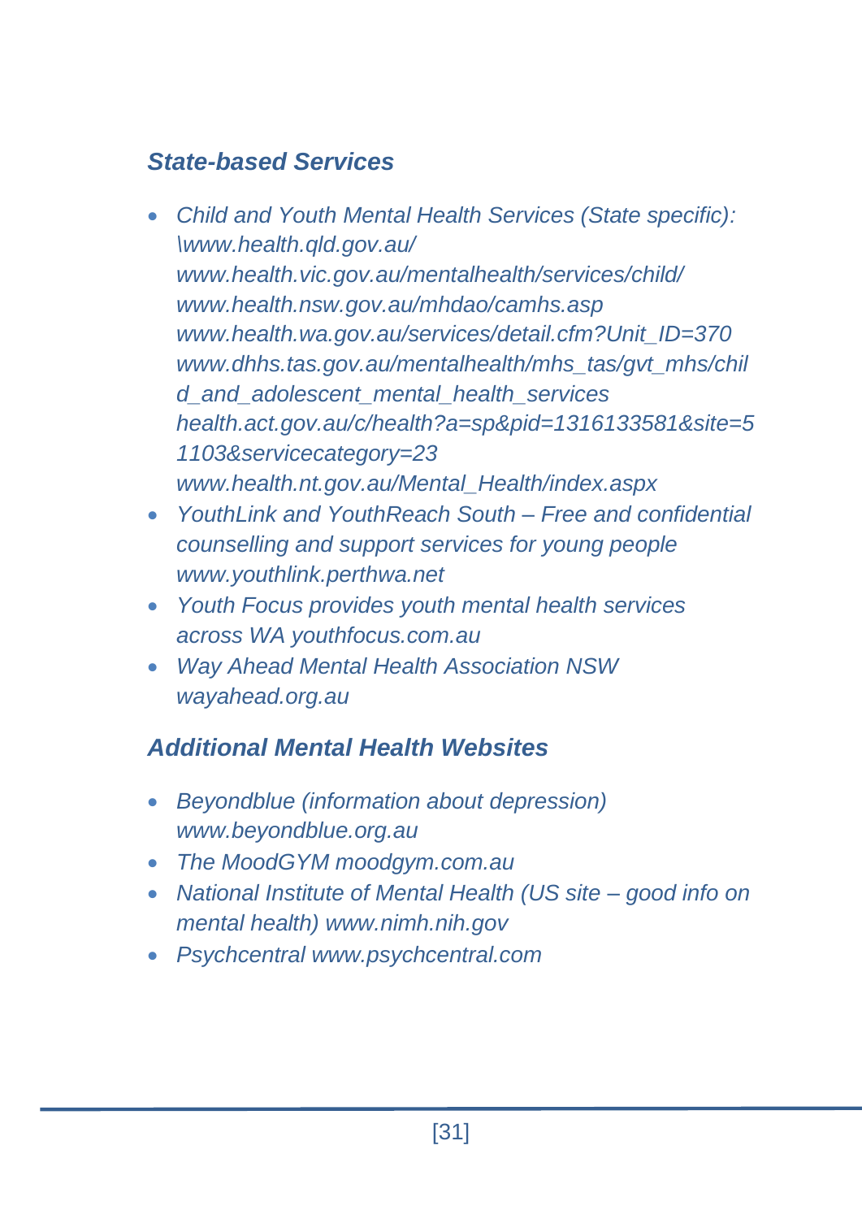### *State-based Services*

- *Child and Youth Mental Health Services (State specific): \www.health.qld.gov.au/ www.health.vic.gov.au/mentalhealth/services/child/ www.health.nsw.gov.au/mhdao/camhs.asp www.health.wa.gov.au/services/detail.cfm?Unit_ID=370 www.dhhs.tas.gov.au/mentalhealth/mhs_tas/gvt_mhs/child_and_adolescent_mental_health_services health.act.gov.au/c/health?a=sp&pid=1316133581&site=51103&servicecategory=23 www.health.nt.gov.au/Mental_Health/index.aspx*
- *YouthLink and YouthReach South – Free and confidential counselling and support services for young people www.youthlink.perthwa.net*
- *Youth Focus provides youth mental health services across WA youthfocus.com.au*
- *Way Ahead Mental Health Association NSW wayahead.org.au*

### *Additional Mental Health Websites*

- *Beyondblue (information about depression) www.beyondblue.org.au*
- *The MoodGYM moodgym.com.au*
- *National Institute of Mental Health (US site – good info on mental health) www.nimh.nih.gov*
- *Psychcentral www.psychcentral.com*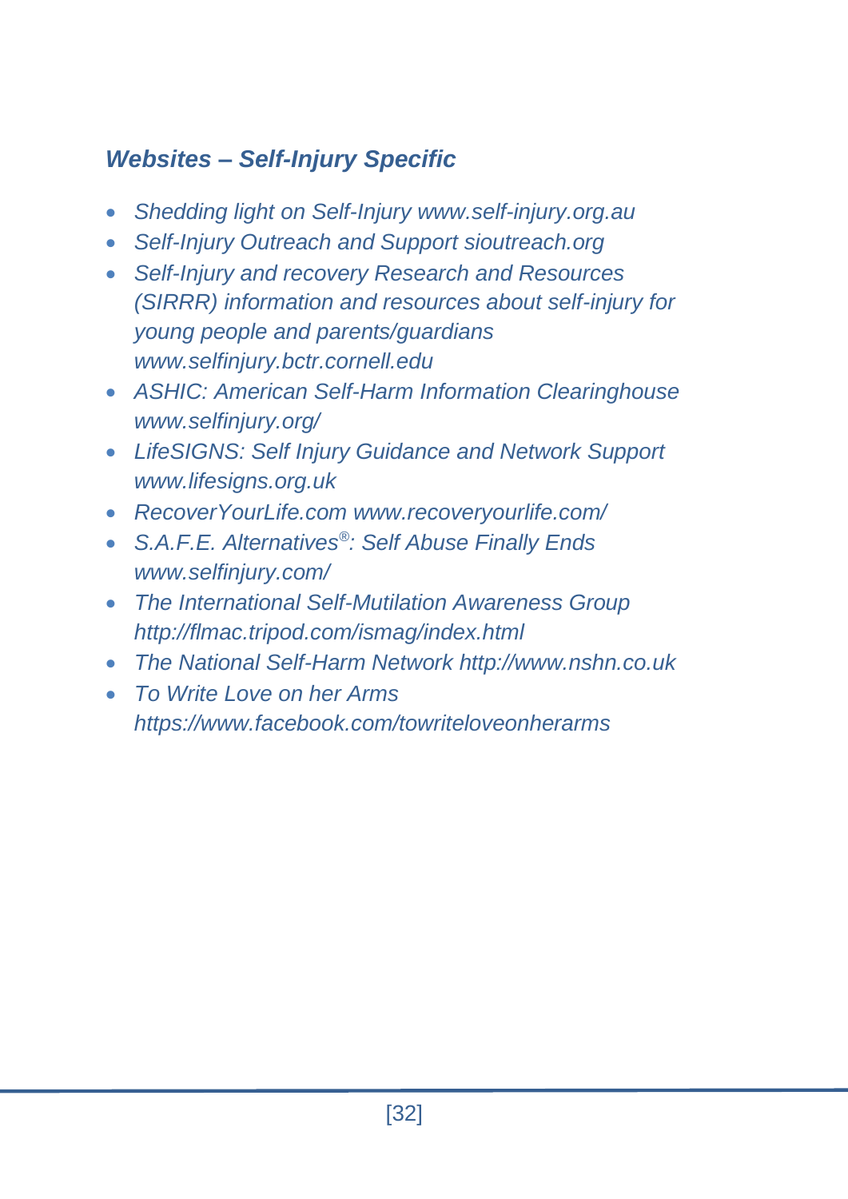## *Websites – Self-Injury Specific*

- *Shedding light on Self-Injury www.self-injury.org.au*
- *Self-Injury Outreach and Support sioutreach.org*
- *Self-Injury and recovery Research and Resources (SIRRR) information and resources about self-injury for young people and parents/guardians www.selfinjury.bctr.cornell.edu*
- *ASHIC: American Self-Harm Information Clearinghouse www.selfinjury.org/*
- *LifeSIGNS: Self Injury Guidance and Network Support www.lifesigns.org.uk*
- *RecoverYourLife.com www.recoveryourlife.com/*
- *S.A.F.E. Alternatives®: Self Abuse Finally Ends www.selfinjury.com/*
- *The International Self-Mutilation Awareness Group http://flmac.tripod.com/ismag/index.html*
- *The National Self-Harm Network http://www.nshn.co.uk*
- *To Write Love on her Arms https://www.facebook.com/towriteloveonherarms*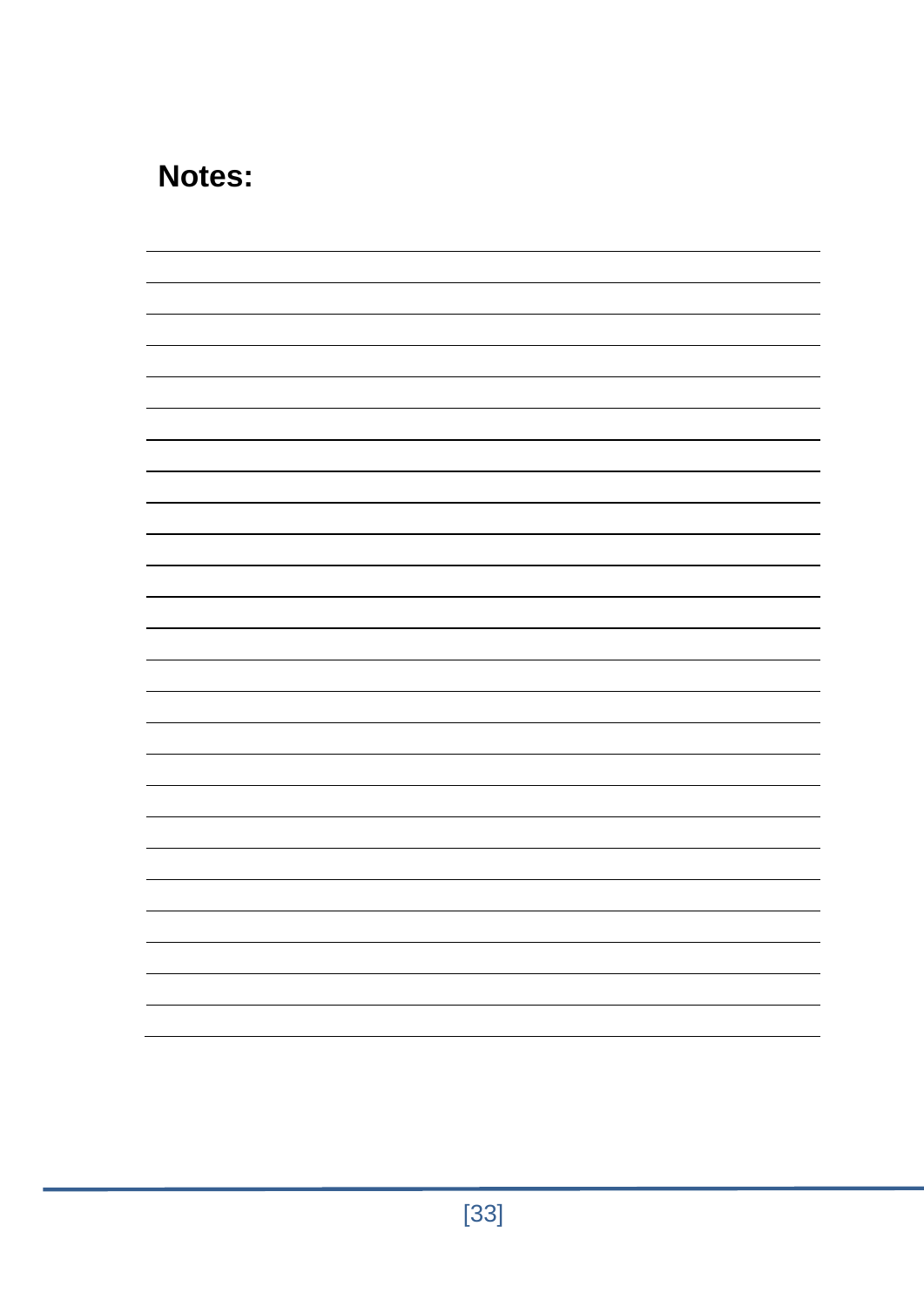**Notes:**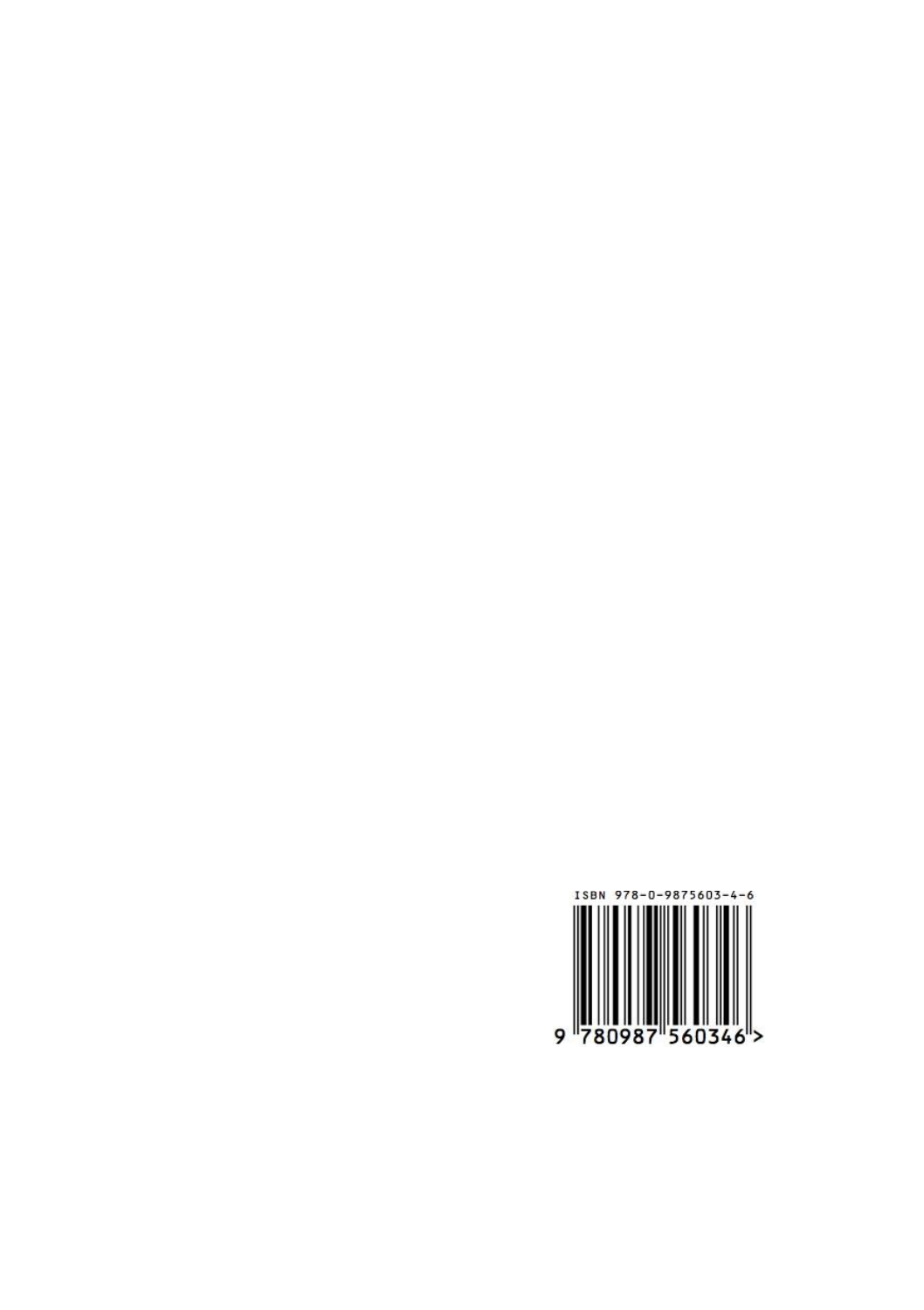ISBN 978-0-9875603-4-6

9 780987 560346 >